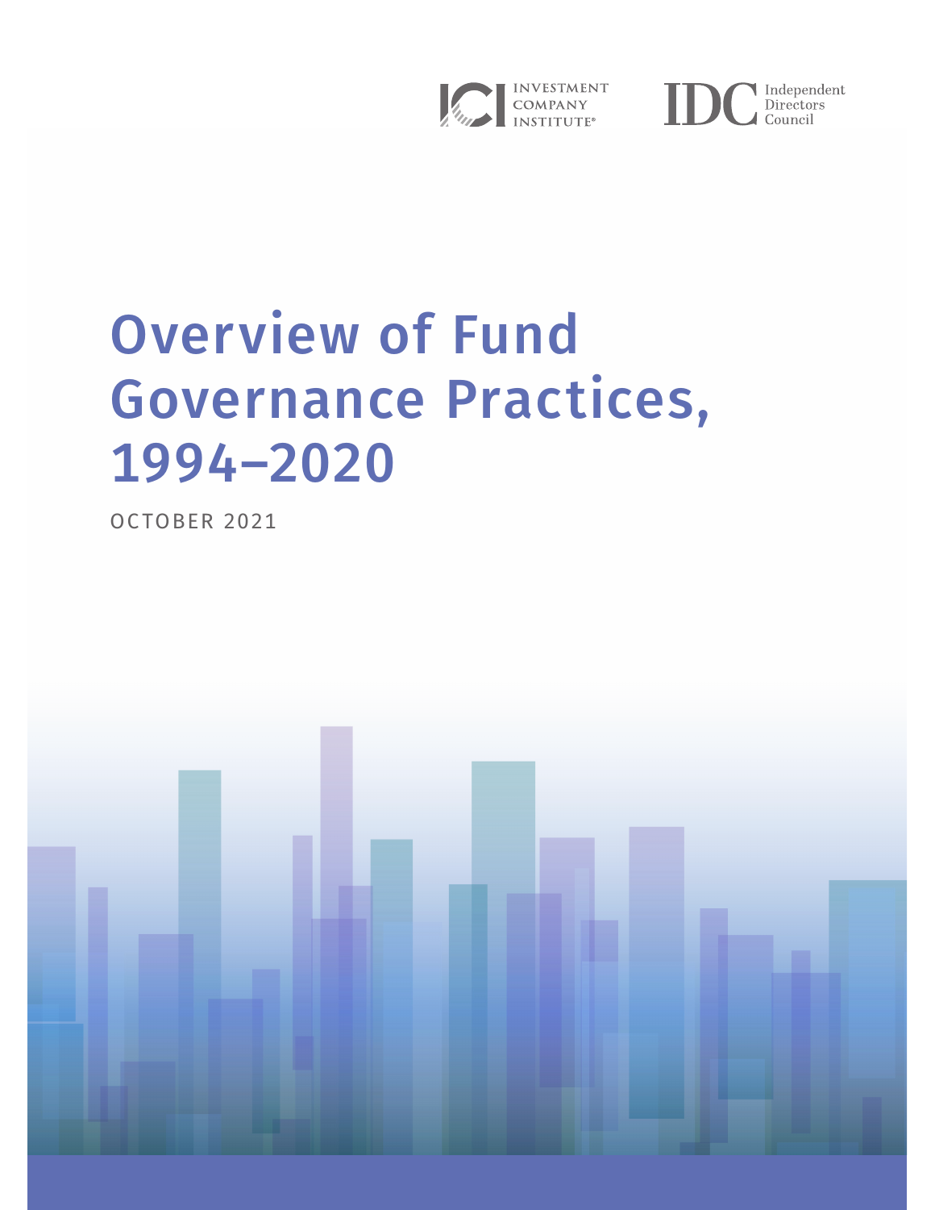INVESTMENT COMPANY INSTITUTE®

Independent Directors Council

# Overview of Fund Governance Practices, 1994–2020

OCTOBER 2021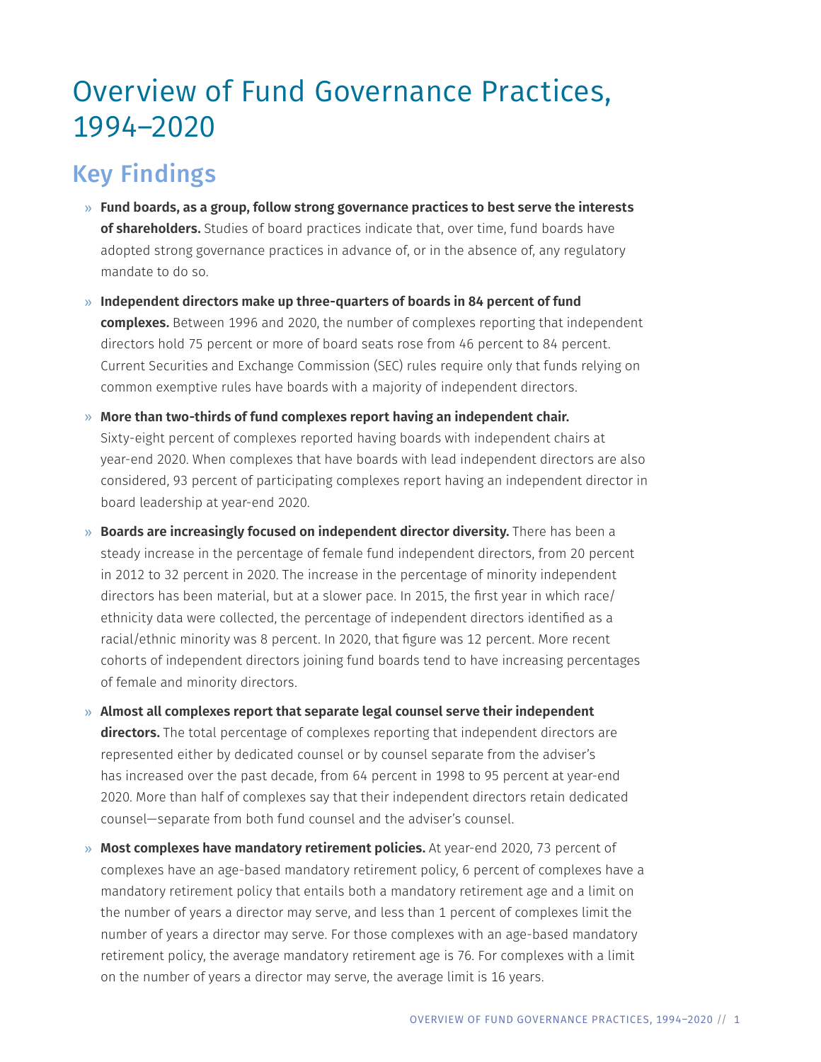# Overview of Fund Governance Practices, 1994–2020

## Key Findings

- **Fund boards, as a group, follow strong governance practices to best serve the interests of shareholders.** Studies of board practices indicate that, over time, fund boards have adopted strong governance practices in advance of, or in the absence of, any regulatory mandate to do so.
- **Independent directors make up three-quarters of boards in 84 percent of fund complexes.** Between 1996 and 2020, the number of complexes reporting that independent directors hold 75 percent or more of board seats rose from 46 percent to 84 percent. Current Securities and Exchange Commission (SEC) rules require only that funds relying on common exemptive rules have boards with a majority of independent directors.
- **More than two-thirds of fund complexes report having an independent chair.** Sixty-eight percent of complexes reported having boards with independent chairs at year-end 2020. When complexes that have boards with lead independent directors are also considered, 93 percent of participating complexes report having an independent director in board leadership at year-end 2020.
- **Boards are increasingly focused on independent director diversity.** There has been a steady increase in the percentage of female fund independent directors, from 20 percent in 2012 to 32 percent in 2020. The increase in the percentage of minority independent directors has been material, but at a slower pace. In 2015, the first year in which race/ethnicity data were collected, the percentage of independent directors identified as a racial/ethnic minority was 8 percent. In 2020, that figure was 12 percent. More recent cohorts of independent directors joining fund boards tend to have increasing percentages of female and minority directors.
- **Almost all complexes report that separate legal counsel serve their independent directors.** The total percentage of complexes reporting that independent directors are represented either by dedicated counsel or by counsel separate from the adviser's has increased over the past decade, from 64 percent in 1998 to 95 percent at year-end 2020. More than half of complexes say that their independent directors retain dedicated counsel—separate from both fund counsel and the adviser's counsel.
- **Most complexes have mandatory retirement policies.** At year-end 2020, 73 percent of complexes have an age-based mandatory retirement policy, 6 percent of complexes have a mandatory retirement policy that entails both a mandatory retirement age and a limit on the number of years a director may serve, and less than 1 percent of complexes limit the number of years a director may serve. For those complexes with an age-based mandatory retirement policy, the average mandatory retirement age is 76. For complexes with a limit on the number of years a director may serve, the average limit is 16 years.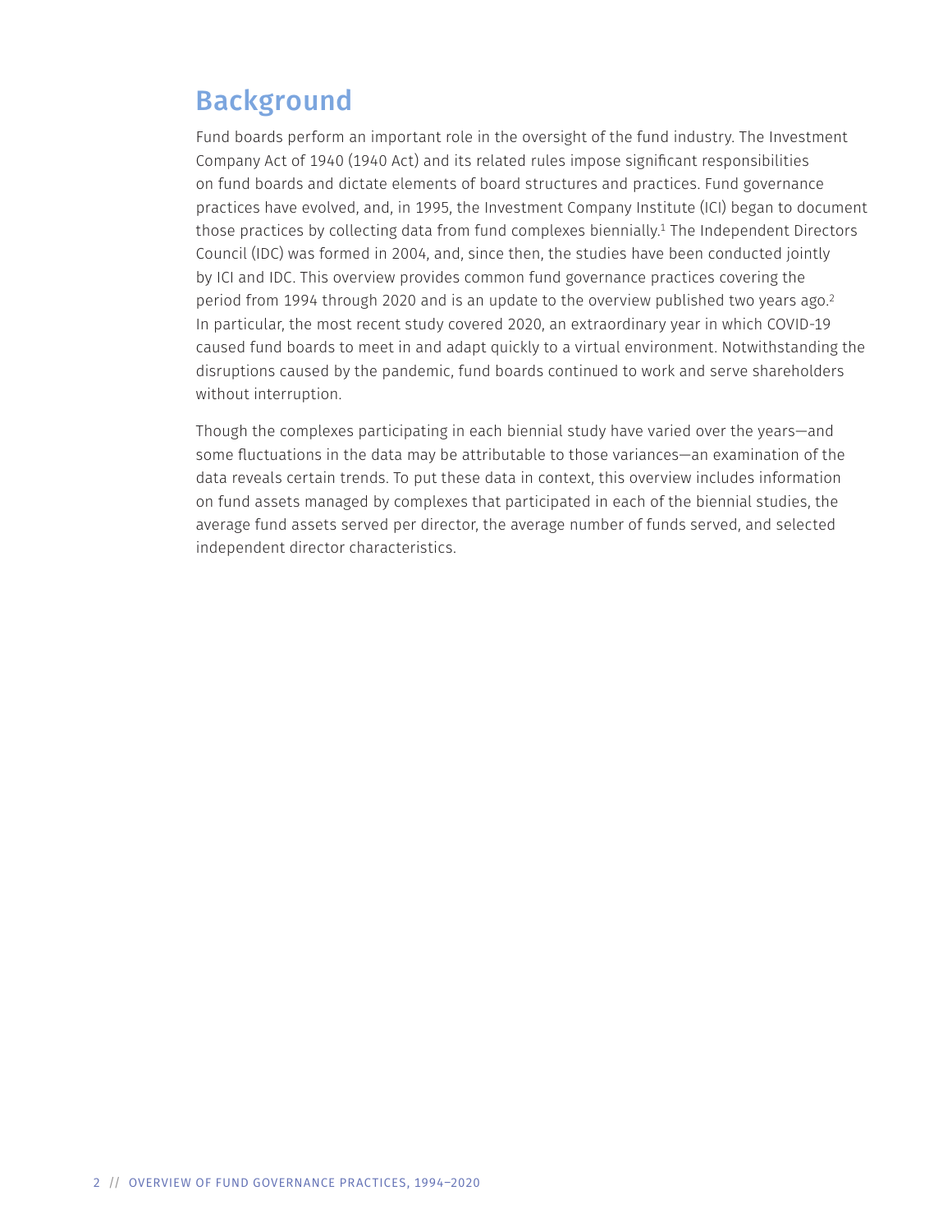## Background

Fund boards perform an important role in the oversight of the fund industry. The Investment Company Act of 1940 (1940 Act) and its related rules impose significant responsibilities on fund boards and dictate elements of board structures and practices. Fund governance practices have evolved, and, in 1995, the Investment Company Institute (ICI) began to document those practices by collecting data from fund complexes biennially.[1] The Independent Directors Council (IDC) was formed in 2004, and, since then, the studies have been conducted jointly by ICI and IDC. This overview provides common fund governance practices covering the period from 1994 through 2020 and is an update to the overview published two years ago.[2] In particular, the most recent study covered 2020, an extraordinary year in which COVID-19 caused fund boards to meet in and adapt quickly to a virtual environment. Notwithstanding the disruptions caused by the pandemic, fund boards continued to work and serve shareholders without interruption.

Though the complexes participating in each biennial study have varied over the years—and some fluctuations in the data may be attributable to those variances—an examination of the data reveals certain trends. To put these data in context, this overview includes information on fund assets managed by complexes that participated in each of the biennial studies, the average fund assets served per director, the average number of funds served, and selected independent director characteristics.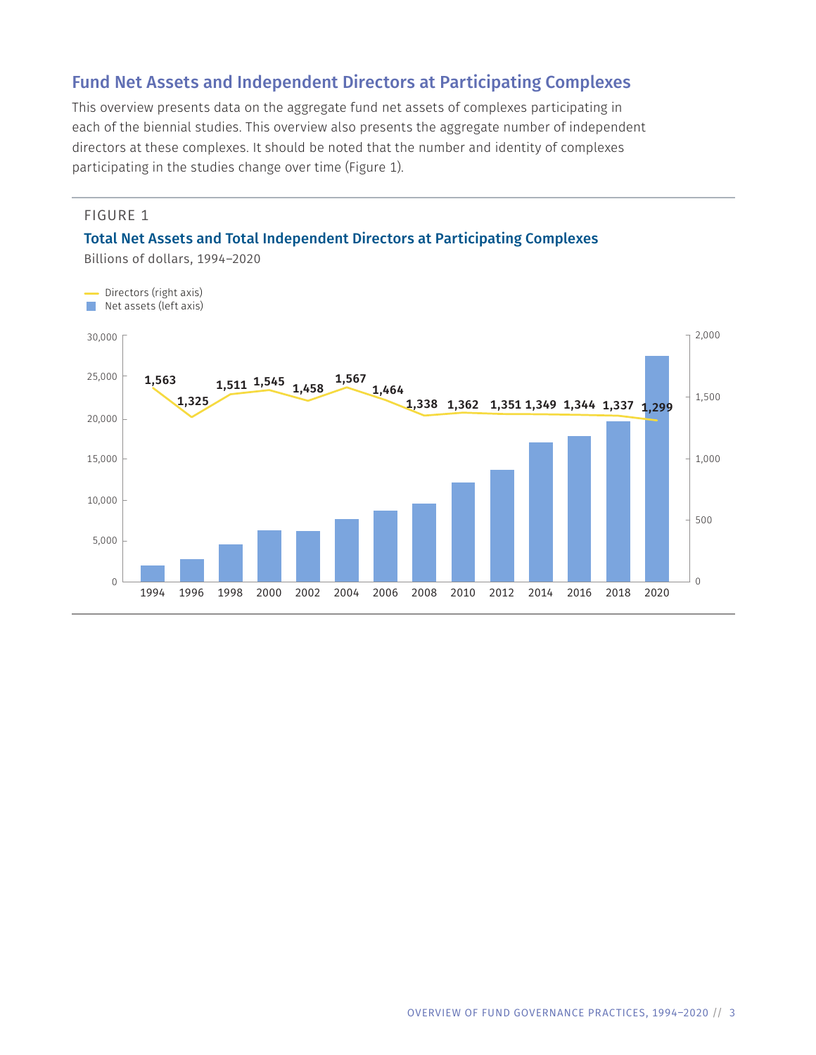## Fund Net Assets and Independent Directors at Participating Complexes

This overview presents data on the aggregate fund net assets of complexes participating in each of the biennial studies. This overview also presents the aggregate number of independent directors at these complexes. It should be noted that the number and identity of complexes participating in the studies change over time (Figure 1).

FIGURE 1

**Total Net Assets and Total Independent Directors at Participating Complexes**

Billions of dollars, 1994–2020

Directors (right axis)
Net assets (left axis)

| Year | Directors |
|---|---|
| 1994 | 1,563 |
| 1996 | 1,325 |
| 1998 | 1,511 |
| 2000 | 1,545 |
| 2002 | 1,458 |
| 2004 | 1,567 |
| 2006 | 1,464 |
| 2008 | 1,338 |
| 2010 | 1,362 |
| 2012 | 1,351 |
| 2014 | 1,349 |
| 2016 | 1,344 |
| 2018 | 1,337 |
| 2020 | 1,299 |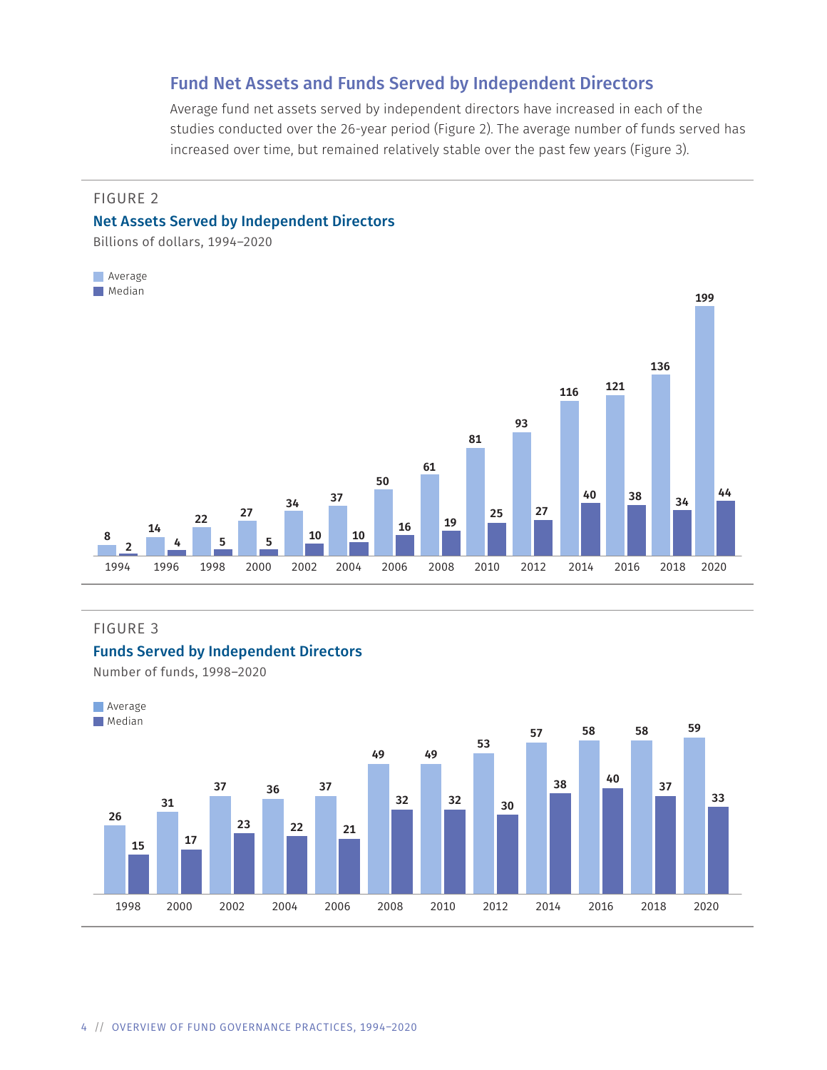## Fund Net Assets and Funds Served by Independent Directors

Average fund net assets served by independent directors have increased in each of the studies conducted over the 26-year period (Figure 2). The average number of funds served has increased over time, but remained relatively stable over the past few years (Figure 3).

FIGURE 2

### Net Assets Served by Independent Directors

Billions of dollars, 1994–2020

| Year | Average | Median |
|---|---|---|
| 1994 | 8 | 2 |
| 1996 | 14 | 4 |
| 1998 | 22 | 5 |
| 2000 | 27 | 5 |
| 2002 | 34 | 10 |
| 2004 | 37 | 10 |
| 2006 | 50 | 16 |
| 2008 | 61 | 19 |
| 2010 | 81 | 25 |
| 2012 | 93 | 27 |
| 2014 | 116 | 40 |
| 2016 | 121 | 38 |
| 2018 | 136 | 34 |
| 2020 | 199 | 44 |

FIGURE 3

### Funds Served by Independent Directors

Number of funds, 1998–2020

| Year | Average | Median |
|---|---|---|
| 1998 | 26 | 15 |
| 2000 | 31 | 17 |
| 2002 | 37 | 23 |
| 2004 | 36 | 22 |
| 2006 | 37 | 21 |
| 2008 | 49 | 32 |
| 2010 | 49 | 32 |
| 2012 | 53 | 30 |
| 2014 | 57 | 38 |
| 2016 | 58 | 40 |
| 2018 | 58 | 37 |
| 2020 | 59 | 33 |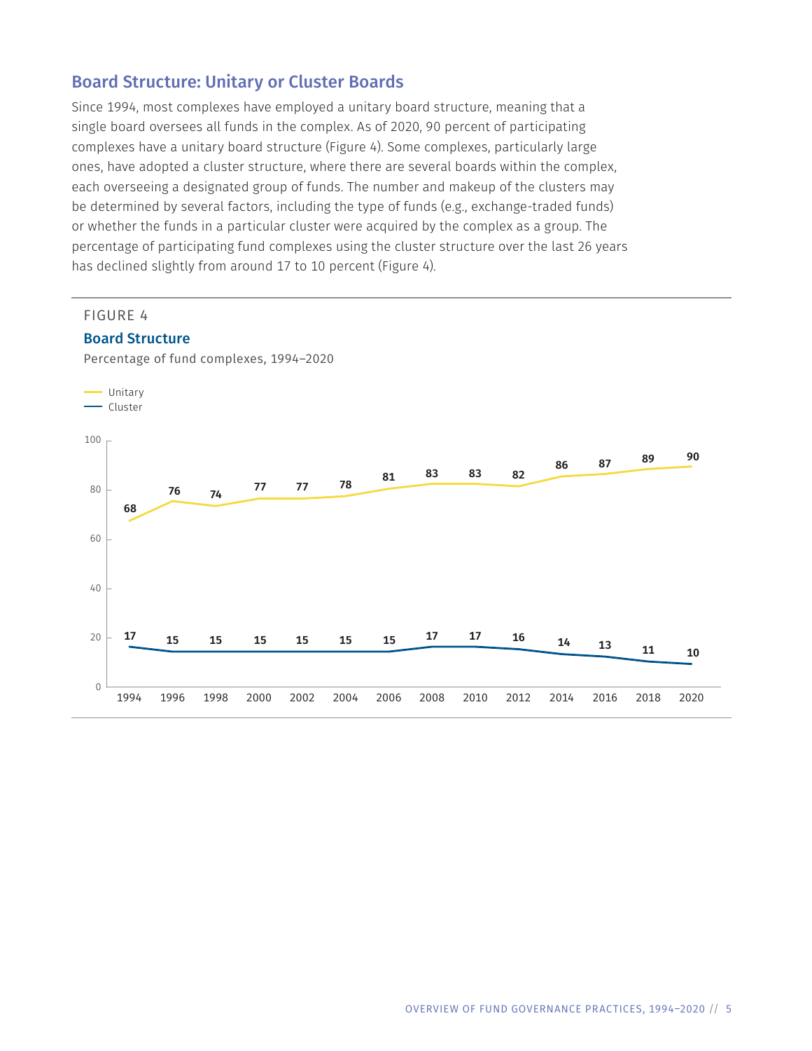## Board Structure: Unitary or Cluster Boards

Since 1994, most complexes have employed a unitary board structure, meaning that a single board oversees all funds in the complex. As of 2020, 90 percent of participating complexes have a unitary board structure (Figure 4). Some complexes, particularly large ones, have adopted a cluster structure, where there are several boards within the complex, each overseeing a designated group of funds. The number and makeup of the clusters may be determined by several factors, including the type of funds (e.g., exchange-traded funds) or whether the funds in a particular cluster were acquired by the complex as a group. The percentage of participating fund complexes using the cluster structure over the last 26 years has declined slightly from around 17 to 10 percent (Figure 4).

FIGURE 4

**Board Structure**

Percentage of fund complexes, 1994–2020

| | 1994 | 1996 | 1998 | 2000 | 2002 | 2004 | 2006 | 2008 | 2010 | 2012 | 2014 | 2016 | 2018 | 2020 |
|---|---|---|---|---|---|---|---|---|---|---|---|---|---|---|
| Unitary | 68 | 76 | 74 | 77 | 77 | 78 | 81 | 83 | 83 | 82 | 86 | 87 | 89 | 90 |
| Cluster | 17 | 15 | 15 | 15 | 15 | 15 | 15 | 17 | 17 | 16 | 14 | 13 | 11 | 10 |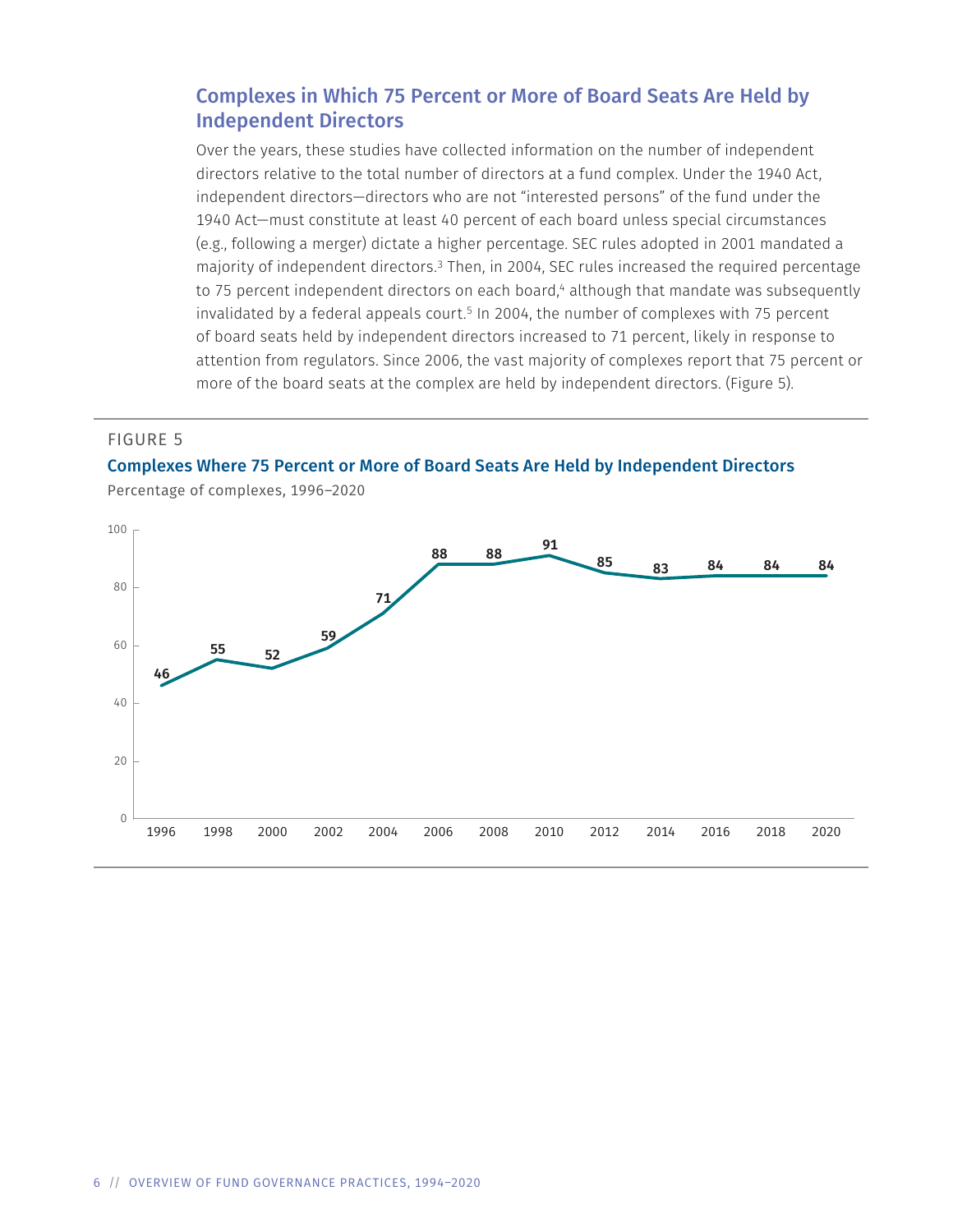## Complexes in Which 75 Percent or More of Board Seats Are Held by Independent Directors

Over the years, these studies have collected information on the number of independent directors relative to the total number of directors at a fund complex. Under the 1940 Act, independent directors—directors who are not "interested persons" of the fund under the 1940 Act—must constitute at least 40 percent of each board unless special circumstances (e.g., following a merger) dictate a higher percentage. SEC rules adopted in 2001 mandated a majority of independent directors.[3] Then, in 2004, SEC rules increased the required percentage to 75 percent independent directors on each board,[4] although that mandate was subsequently invalidated by a federal appeals court.[5] In 2004, the number of complexes with 75 percent of board seats held by independent directors increased to 71 percent, likely in response to attention from regulators. Since 2006, the vast majority of complexes report that 75 percent or more of the board seats at the complex are held by independent directors. (Figure 5).

FIGURE 5

**Complexes Where 75 Percent or More of Board Seats Are Held by Independent Directors**

Percentage of complexes, 1996–2020

| Year | 1996 | 1998 | 2000 | 2002 | 2004 | 2006 | 2008 | 2010 | 2012 | 2014 | 2016 | 2018 | 2020 |
|---|---|---|---|---|---|---|---|---|---|---|---|---|---|
| Percentage | 46 | 55 | 52 | 59 | 71 | 88 | 88 | 91 | 85 | 83 | 84 | 84 | 84 |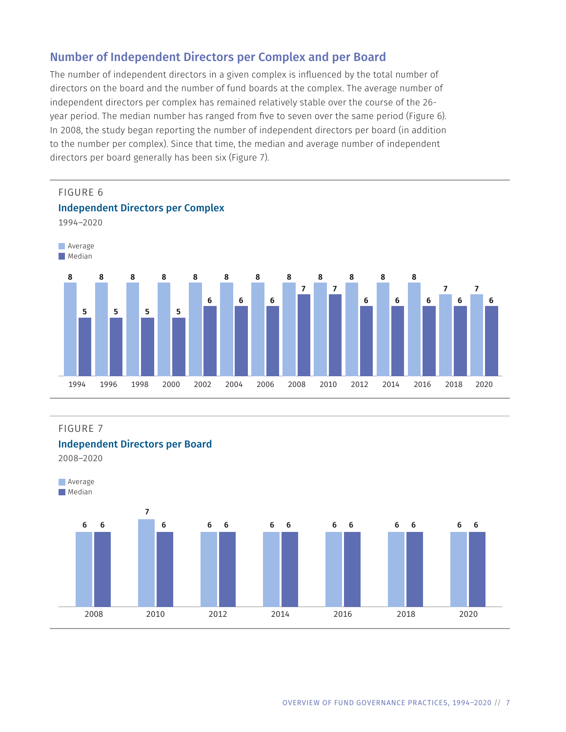## Number of Independent Directors per Complex and per Board

The number of independent directors in a given complex is influenced by the total number of directors on the board and the number of fund boards at the complex. The average number of independent directors per complex has remained relatively stable over the course of the 26-year period. The median number has ranged from five to seven over the same period (Figure 6). In 2008, the study began reporting the number of independent directors per board (in addition to the number per complex). Since that time, the median and average number of independent directors per board generally has been six (Figure 7).

FIGURE 6

**Independent Directors per Complex**

1994–2020

| | 1994 | 1996 | 1998 | 2000 | 2002 | 2004 | 2006 | 2008 | 2010 | 2012 | 2014 | 2016 | 2018 | 2020 |
|---|---|---|---|---|---|---|---|---|---|---|---|---|---|---|
| Average | 8 | 8 | 8 | 8 | 8 | 8 | 8 | 8 | 8 | 8 | 8 | 8 | 7 | 7 |
| Median | 5 | 5 | 5 | 5 | 6 | 6 | 6 | 7 | 7 | 6 | 6 | 6 | 6 | 6 |

FIGURE 7

**Independent Directors per Board**

2008–2020

| | 2008 | 2010 | 2012 | 2014 | 2016 | 2018 | 2020 |
|---|---|---|---|---|---|---|---|
| Average | 6 | 7 | 6 | 6 | 6 | 6 | 6 |
| Median | 6 | 6 | 6 | 6 | 6 | 6 | 6 |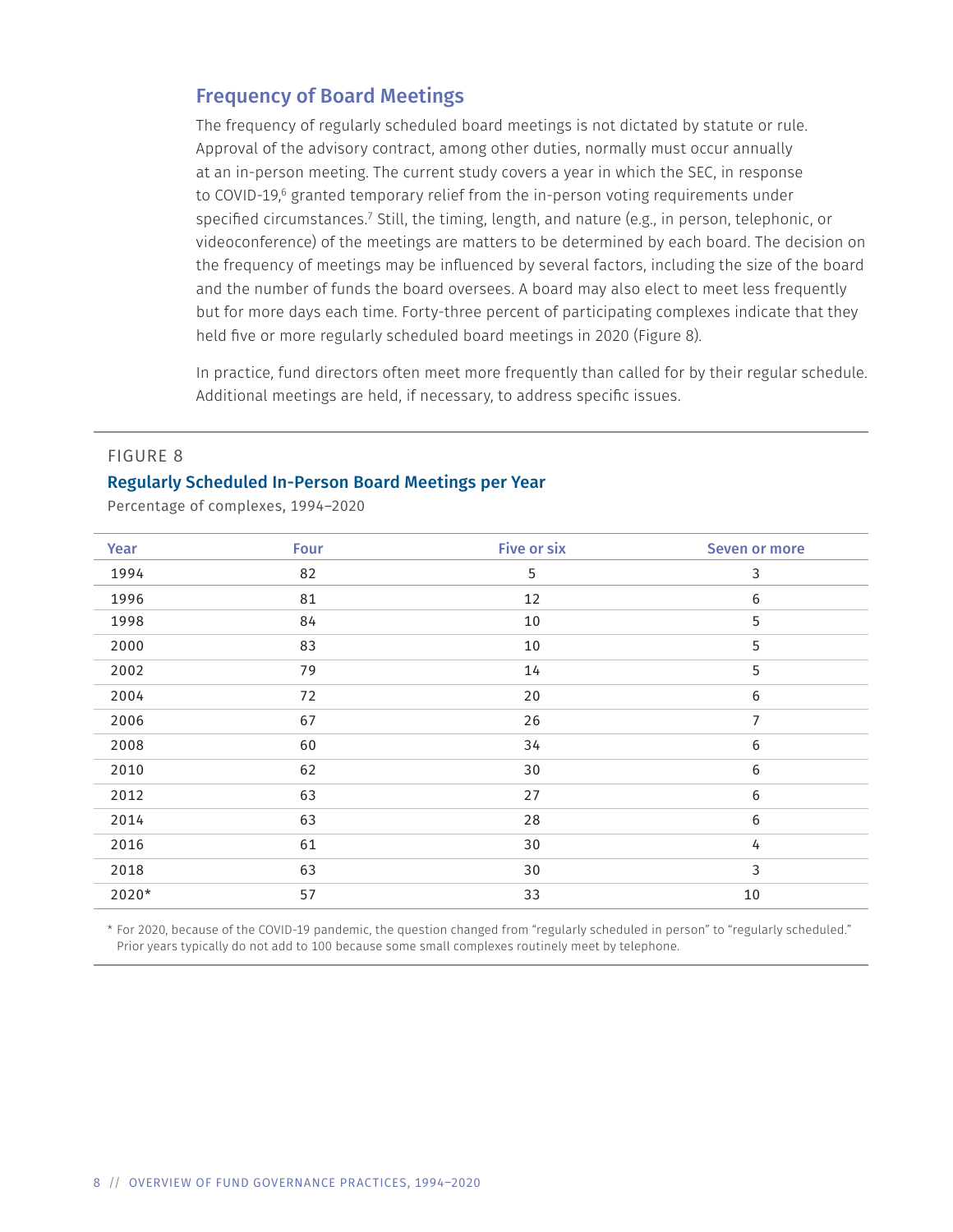## Frequency of Board Meetings

The frequency of regularly scheduled board meetings is not dictated by statute or rule. Approval of the advisory contract, among other duties, normally must occur annually at an in-person meeting. The current study covers a year in which the SEC, in response to COVID-19,[6] granted temporary relief from the in-person voting requirements under specified circumstances.[7] Still, the timing, length, and nature (e.g., in person, telephonic, or videoconference) of the meetings are matters to be determined by each board. The decision on the frequency of meetings may be influenced by several factors, including the size of the board and the number of funds the board oversees. A board may also elect to meet less frequently but for more days each time. Forty-three percent of participating complexes indicate that they held five or more regularly scheduled board meetings in 2020 (Figure 8).

In practice, fund directors often meet more frequently than called for by their regular schedule. Additional meetings are held, if necessary, to address specific issues.

FIGURE 8

### Regularly Scheduled In-Person Board Meetings per Year

Percentage of complexes, 1994–2020

| Year | Four | Five or six | Seven or more |
|---|---|---|---|
| 1994 | 82 | 5 | 3 |
| 1996 | 81 | 12 | 6 |
| 1998 | 84 | 10 | 5 |
| 2000 | 83 | 10 | 5 |
| 2002 | 79 | 14 | 5 |
| 2004 | 72 | 20 | 6 |
| 2006 | 67 | 26 | 7 |
| 2008 | 60 | 34 | 6 |
| 2010 | 62 | 30 | 6 |
| 2012 | 63 | 27 | 6 |
| 2014 | 63 | 28 | 6 |
| 2016 | 61 | 30 | 4 |
| 2018 | 63 | 30 | 3 |
| 2020* | 57 | 33 | 10 |

\* For 2020, because of the COVID-19 pandemic, the question changed from "regularly scheduled in person" to "regularly scheduled." Prior years typically do not add to 100 because some small complexes routinely meet by telephone.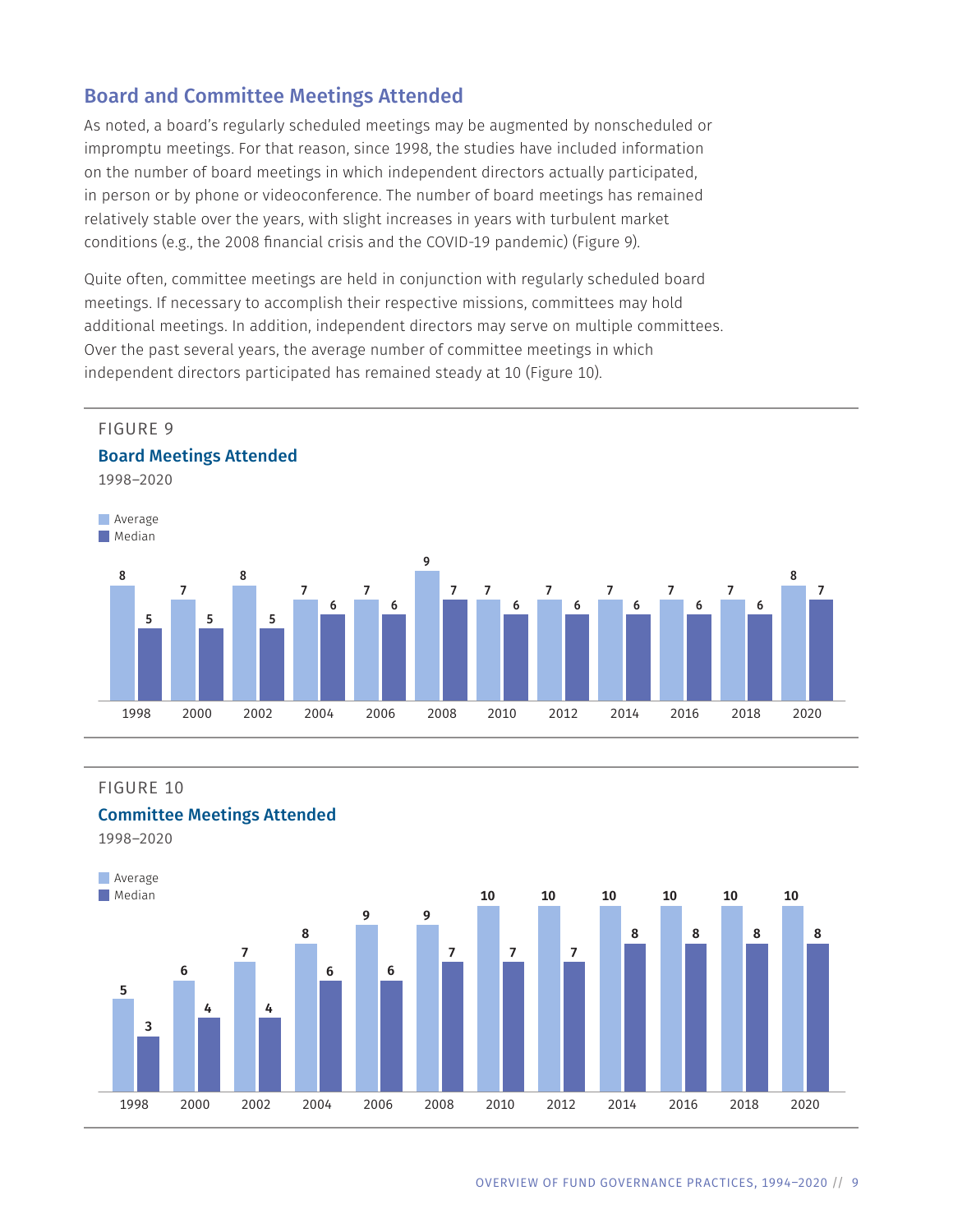## Board and Committee Meetings Attended

As noted, a board's regularly scheduled meetings may be augmented by nonscheduled or impromptu meetings. For that reason, since 1998, the studies have included information on the number of board meetings in which independent directors actually participated, in person or by phone or videoconference. The number of board meetings has remained relatively stable over the years, with slight increases in years with turbulent market conditions (e.g., the 2008 financial crisis and the COVID-19 pandemic) (Figure 9).

Quite often, committee meetings are held in conjunction with regularly scheduled board meetings. If necessary to accomplish their respective missions, committees may hold additional meetings. In addition, independent directors may serve on multiple committees. Over the past several years, the average number of committee meetings in which independent directors participated has remained steady at 10 (Figure 10).

FIGURE 9

**Board Meetings Attended**

1998–2020

| Year | Average | Median |
|---|---|---|
| 1998 | 8 | 5 |
| 2000 | 7 | 5 |
| 2002 | 8 | 5 |
| 2004 | 7 | 6 |
| 2006 | 7 | 6 |
| 2008 | 9 | 7 |
| 2010 | 7 | 6 |
| 2012 | 7 | 6 |
| 2014 | 7 | 6 |
| 2016 | 7 | 6 |
| 2018 | 7 | 6 |
| 2020 | 8 | 7 |

FIGURE 10

**Committee Meetings Attended**

1998–2020

| Year | Average | Median |
|---|---|---|
| 1998 | 5 | 3 |
| 2000 | 6 | 4 |
| 2002 | 7 | 4 |
| 2004 | 8 | 6 |
| 2006 | 9 | 6 |
| 2008 | 9 | 7 |
| 2010 | 10 | 7 |
| 2012 | 10 | 7 |
| 2014 | 10 | 8 |
| 2016 | 10 | 8 |
| 2018 | 10 | 8 |
| 2020 | 10 | 8 |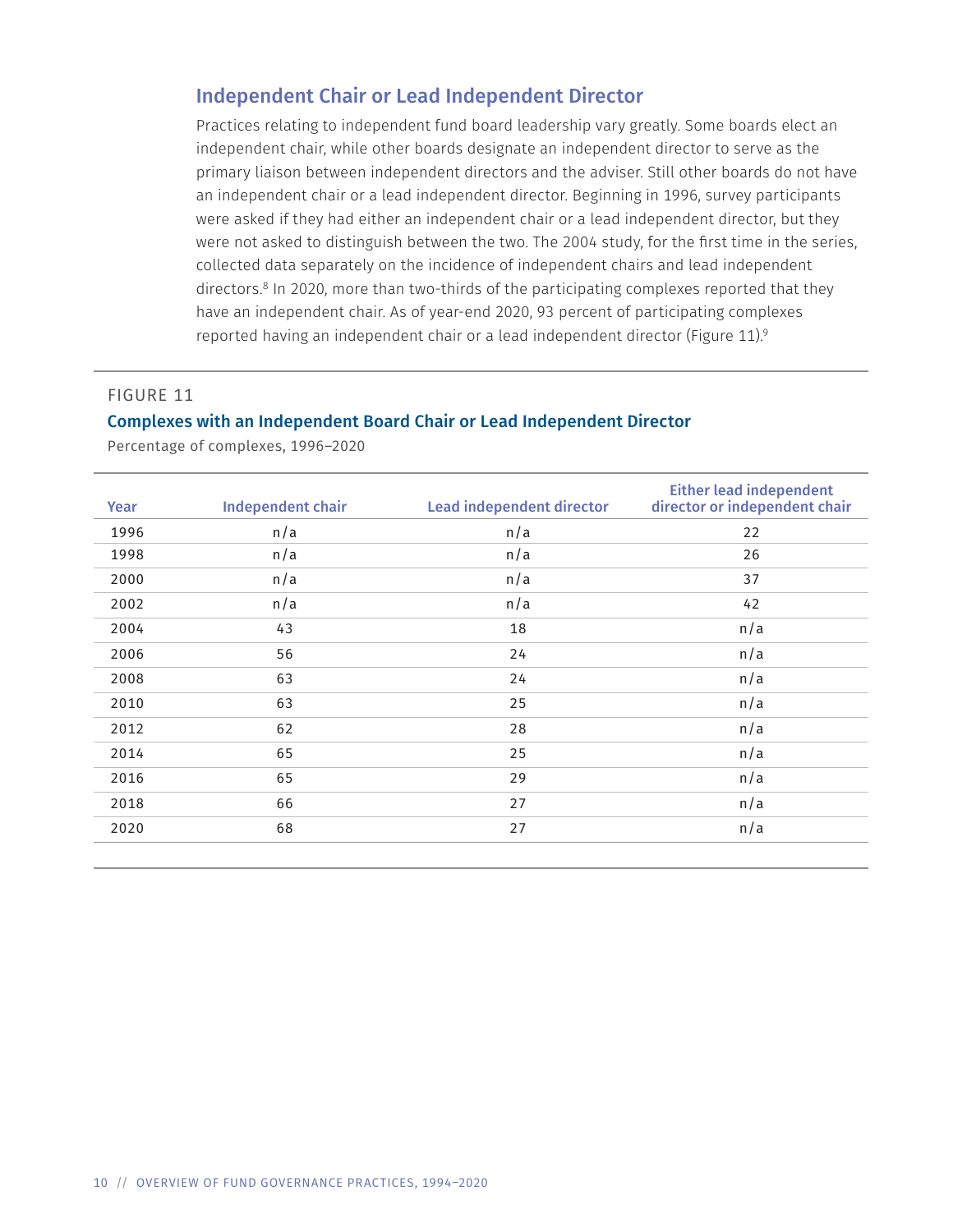## Independent Chair or Lead Independent Director

Practices relating to independent fund board leadership vary greatly. Some boards elect an independent chair, while other boards designate an independent director to serve as the primary liaison between independent directors and the adviser. Still other boards do not have an independent chair or a lead independent director. Beginning in 1996, survey participants were asked if they had either an independent chair or a lead independent director, but they were not asked to distinguish between the two. The 2004 study, for the first time in the series, collected data separately on the incidence of independent chairs and lead independent directors.[8] In 2020, more than two-thirds of the participating complexes reported that they have an independent chair. As of year-end 2020, 93 percent of participating complexes reported having an independent chair or a lead independent director (Figure 11).[9]

FIGURE 11

**Complexes with an Independent Board Chair or Lead Independent Director**

Percentage of complexes, 1996–2020

| Year | Independent chair | Lead independent director | Either lead independent director or independent chair |
|---|---|---|---|
| 1996 | n/a | n/a | 22 |
| 1998 | n/a | n/a | 26 |
| 2000 | n/a | n/a | 37 |
| 2002 | n/a | n/a | 42 |
| 2004 | 43 | 18 | n/a |
| 2006 | 56 | 24 | n/a |
| 2008 | 63 | 24 | n/a |
| 2010 | 63 | 25 | n/a |
| 2012 | 62 | 28 | n/a |
| 2014 | 65 | 25 | n/a |
| 2016 | 65 | 29 | n/a |
| 2018 | 66 | 27 | n/a |
| 2020 | 68 | 27 | n/a |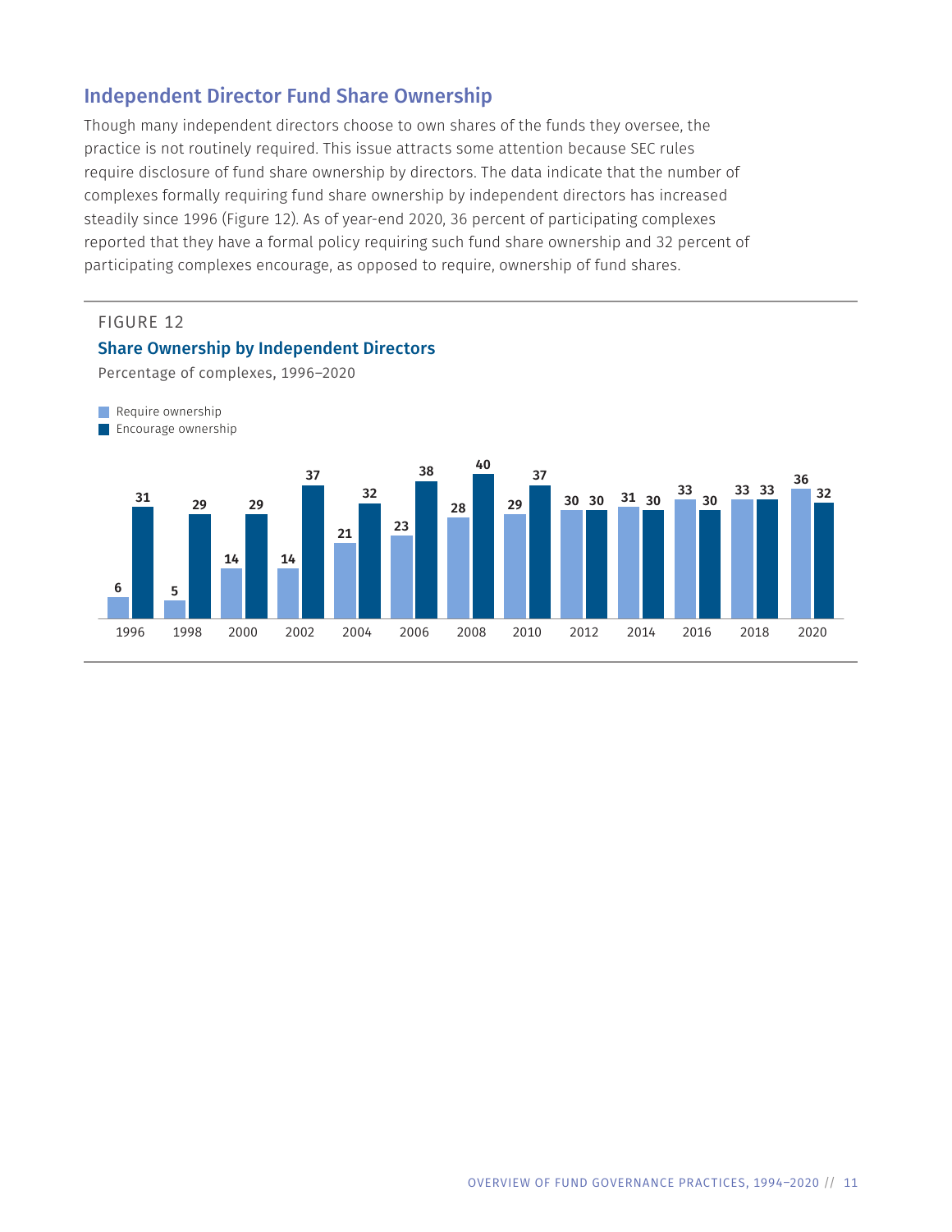## Independent Director Fund Share Ownership

Though many independent directors choose to own shares of the funds they oversee, the practice is not routinely required. This issue attracts some attention because SEC rules require disclosure of fund share ownership by directors. The data indicate that the number of complexes formally requiring fund share ownership by independent directors has increased steadily since 1996 (Figure 12). As of year-end 2020, 36 percent of participating complexes reported that they have a formal policy requiring such fund share ownership and 32 percent of participating complexes encourage, as opposed to require, ownership of fund shares.

FIGURE 12

**Share Ownership by Independent Directors**

Percentage of complexes, 1996–2020

| Year | Require ownership | Encourage ownership |
|---|---|---|
| 1996 | 6 | 31 |
| 1998 | 5 | 29 |
| 2000 | 14 | 29 |
| 2002 | 14 | 37 |
| 2004 | 21 | 32 |
| 2006 | 23 | 38 |
| 2008 | 28 | 40 |
| 2010 | 29 | 37 |
| 2012 | 30 | 30 |
| 2014 | 31 | 30 |
| 2016 | 33 | 30 |
| 2018 | 33 | 33 |
| 2020 | 36 | 32 |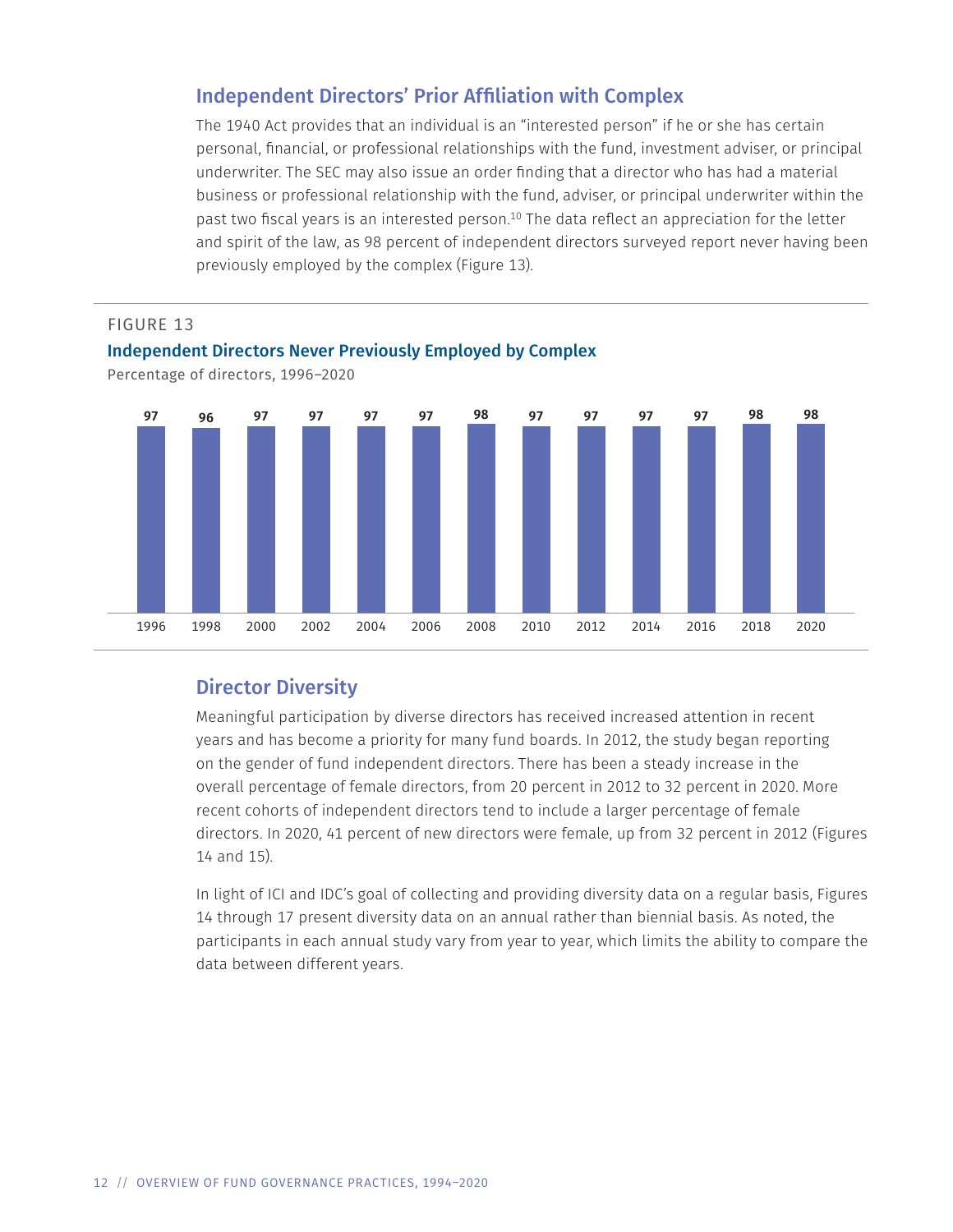## Independent Directors' Prior Affiliation with Complex

The 1940 Act provides that an individual is an "interested person" if he or she has certain personal, financial, or professional relationships with the fund, investment adviser, or principal underwriter. The SEC may also issue an order finding that a director who has had a material business or professional relationship with the fund, adviser, or principal underwriter within the past two fiscal years is an interested person.[10] The data reflect an appreciation for the letter and spirit of the law, as 98 percent of independent directors surveyed report never having been previously employed by the complex (Figure 13).

FIGURE 13

**Independent Directors Never Previously Employed by Complex**

Percentage of directors, 1996–2020

| Year | Percentage |
| --- | --- |
| 1996 | 97 |
| 1998 | 96 |
| 2000 | 97 |
| 2002 | 97 |
| 2004 | 97 |
| 2006 | 97 |
| 2008 | 98 |
| 2010 | 97 |
| 2012 | 97 |
| 2014 | 97 |
| 2016 | 97 |
| 2018 | 98 |
| 2020 | 98 |

## Director Diversity

Meaningful participation by diverse directors has received increased attention in recent years and has become a priority for many fund boards. In 2012, the study began reporting on the gender of fund independent directors. There has been a steady increase in the overall percentage of female directors, from 20 percent in 2012 to 32 percent in 2020. More recent cohorts of independent directors tend to include a larger percentage of female directors. In 2020, 41 percent of new directors were female, up from 32 percent in 2012 (Figures 14 and 15).

In light of ICI and IDC's goal of collecting and providing diversity data on a regular basis, Figures 14 through 17 present diversity data on an annual rather than biennial basis. As noted, the participants in each annual study vary from year to year, which limits the ability to compare the data between different years.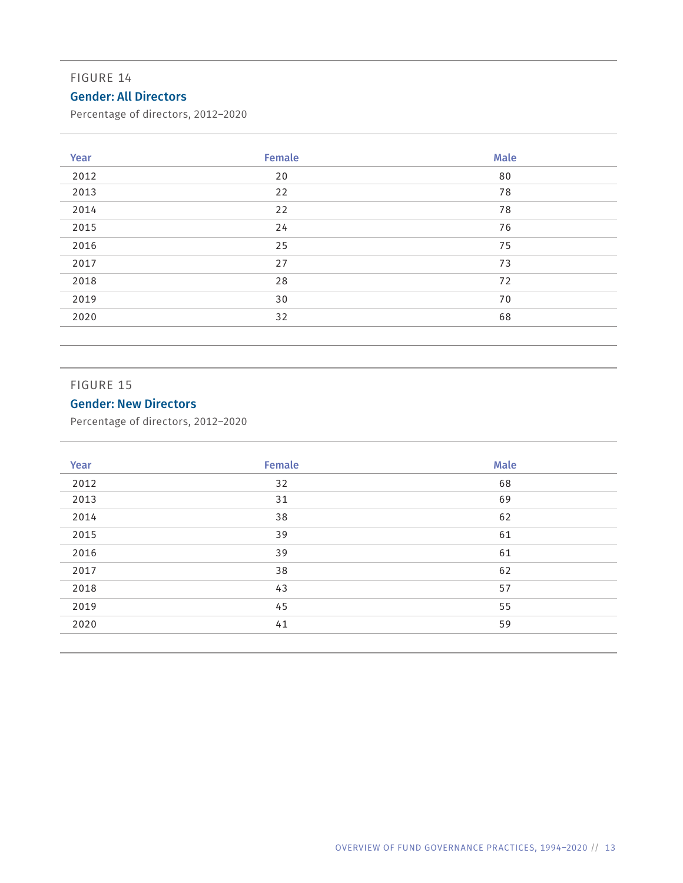FIGURE 14

### Gender: All Directors

Percentage of directors, 2012–2020

| Year | Female | Male |
|---|---|---|
| 2012 | 20 | 80 |
| 2013 | 22 | 78 |
| 2014 | 22 | 78 |
| 2015 | 24 | 76 |
| 2016 | 25 | 75 |
| 2017 | 27 | 73 |
| 2018 | 28 | 72 |
| 2019 | 30 | 70 |
| 2020 | 32 | 68 |

FIGURE 15

### Gender: New Directors

Percentage of directors, 2012–2020

| Year | Female | Male |
|---|---|---|
| 2012 | 32 | 68 |
| 2013 | 31 | 69 |
| 2014 | 38 | 62 |
| 2015 | 39 | 61 |
| 2016 | 39 | 61 |
| 2017 | 38 | 62 |
| 2018 | 43 | 57 |
| 2019 | 45 | 55 |
| 2020 | 41 | 59 |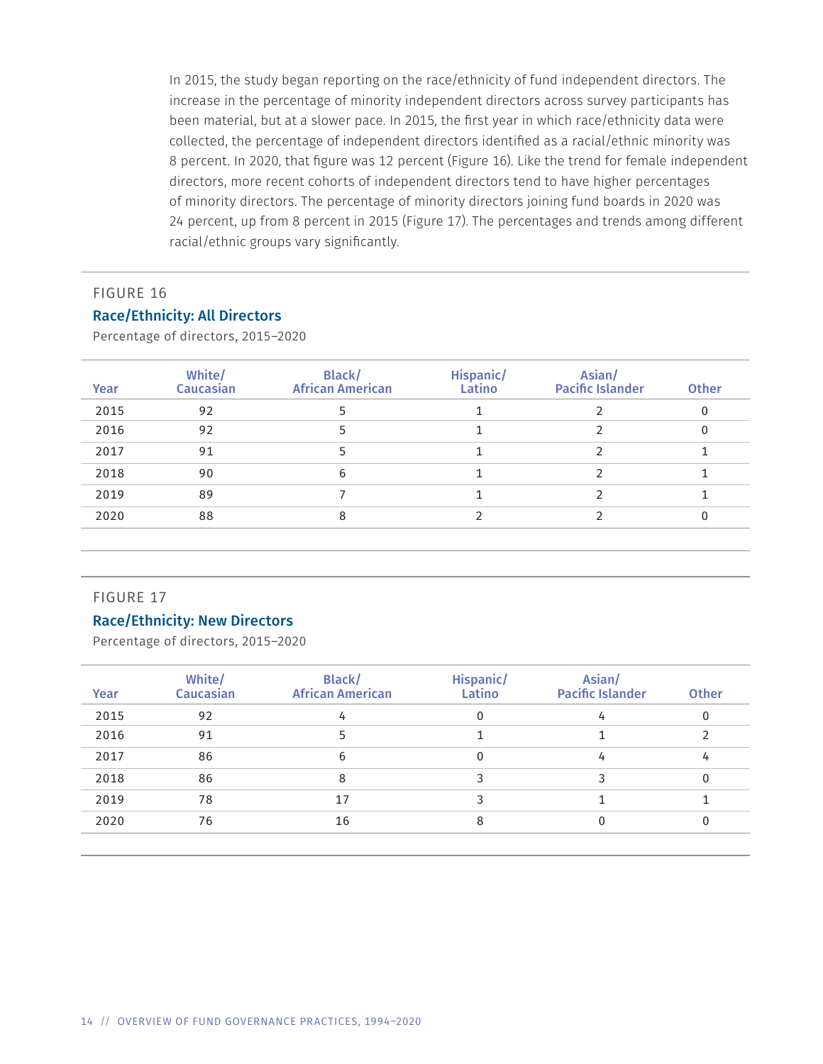In 2015, the study began reporting on the race/ethnicity of fund independent directors. The increase in the percentage of minority independent directors across survey participants has been material, but at a slower pace. In 2015, the first year in which race/ethnicity data were collected, the percentage of independent directors identified as a racial/ethnic minority was 8 percent. In 2020, that figure was 12 percent (Figure 16). Like the trend for female independent directors, more recent cohorts of independent directors tend to have higher percentages of minority directors. The percentage of minority directors joining fund boards in 2020 was 24 percent, up from 8 percent in 2015 (Figure 17). The percentages and trends among different racial/ethnic groups vary significantly.

FIGURE 16

**Race/Ethnicity: All Directors**

Percentage of directors, 2015–2020

| Year | White/ Caucasian | Black/ African American | Hispanic/ Latino | Asian/ Pacific Islander | Other |
|---|---|---|---|---|---|
| 2015 | 92 | 5 | 1 | 2 | 0 |
| 2016 | 92 | 5 | 1 | 2 | 0 |
| 2017 | 91 | 5 | 1 | 2 | 1 |
| 2018 | 90 | 6 | 1 | 2 | 1 |
| 2019 | 89 | 7 | 1 | 2 | 1 |
| 2020 | 88 | 8 | 2 | 2 | 0 |

FIGURE 17

**Race/Ethnicity: New Directors**

Percentage of directors, 2015–2020

| Year | White/ Caucasian | Black/ African American | Hispanic/ Latino | Asian/ Pacific Islander | Other |
|---|---|---|---|---|---|
| 2015 | 92 | 4 | 0 | 4 | 0 |
| 2016 | 91 | 5 | 1 | 1 | 2 |
| 2017 | 86 | 6 | 0 | 4 | 4 |
| 2018 | 86 | 8 | 3 | 3 | 0 |
| 2019 | 78 | 17 | 3 | 1 | 1 |
| 2020 | 76 | 16 | 8 | 0 | 0 |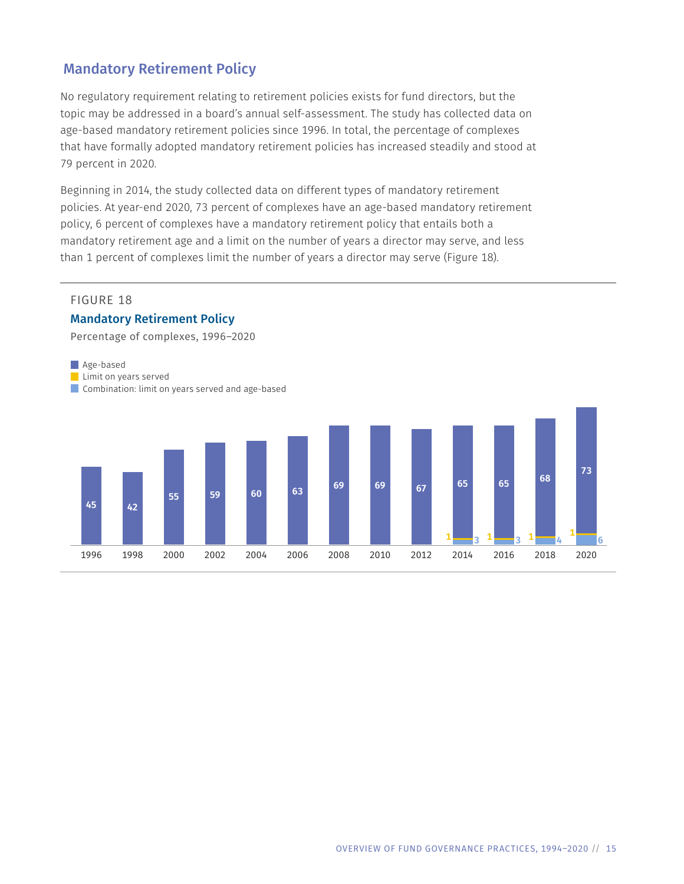## Mandatory Retirement Policy

No regulatory requirement relating to retirement policies exists for fund directors, but the topic may be addressed in a board's annual self-assessment. The study has collected data on age-based mandatory retirement policies since 1996. In total, the percentage of complexes that have formally adopted mandatory retirement policies has increased steadily and stood at 79 percent in 2020.

Beginning in 2014, the study collected data on different types of mandatory retirement policies. At year-end 2020, 73 percent of complexes have an age-based mandatory retirement policy, 6 percent of complexes have a mandatory retirement policy that entails both a mandatory retirement age and a limit on the number of years a director may serve, and less than 1 percent of complexes limit the number of years a director may serve (Figure 18).

FIGURE 18

**Mandatory Retirement Policy**

Percentage of complexes, 1996–2020

| Year | Age-based | Limit on years served | Combination: limit on years served and age-based |
|---|---|---|---|
| 1996 | 45 | | |
| 1998 | 42 | | |
| 2000 | 55 | | |
| 2002 | 59 | | |
| 2004 | 60 | | |
| 2006 | 63 | | |
| 2008 | 69 | | |
| 2010 | 69 | | |
| 2012 | 67 | | |
| 2014 | 65 | 1 | 3 |
| 2016 | 65 | 1 | 3 |
| 2018 | 68 | 1 | 4 |
| 2020 | 73 | 1 | 6 |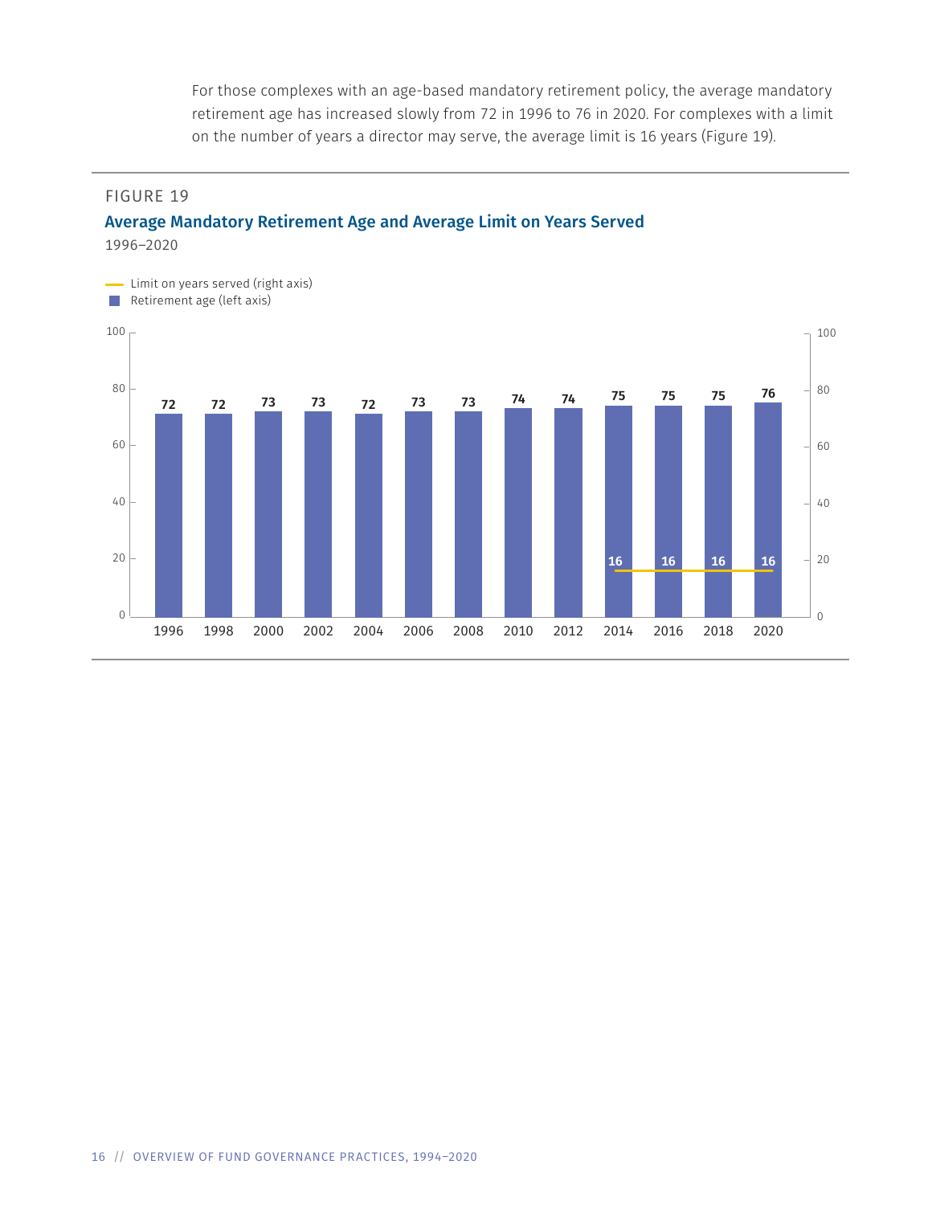For those complexes with an age-based mandatory retirement policy, the average mandatory retirement age has increased slowly from 72 in 1996 to 76 in 2020. For complexes with a limit on the number of years a director may serve, the average limit is 16 years (Figure 19).

FIGURE 19

### Average Mandatory Retirement Age and Average Limit on Years Served

1996–2020

| Year | Retirement age (left axis) | Limit on years served (right axis) |
|---|---|---|
| 1996 | 72 | |
| 1998 | 72 | |
| 2000 | 73 | |
| 2002 | 73 | |
| 2004 | 72 | |
| 2006 | 73 | |
| 2008 | 73 | |
| 2010 | 74 | |
| 2012 | 74 | |
| 2014 | 75 | 16 |
| 2016 | 75 | 16 |
| 2018 | 75 | 16 |
| 2020 | 76 | 16 |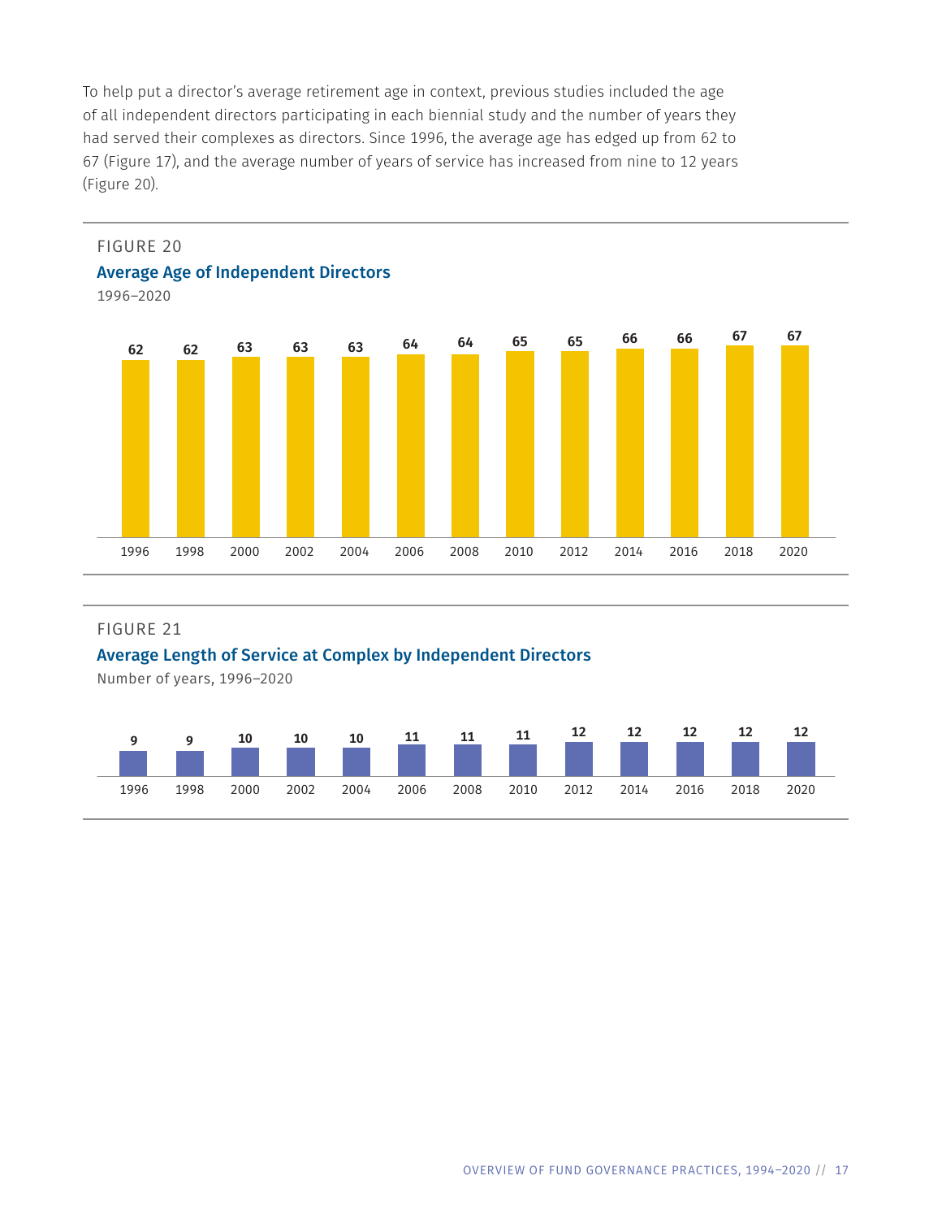To help put a director's average retirement age in context, previous studies included the age of all independent directors participating in each biennial study and the number of years they had served their complexes as directors. Since 1996, the average age has edged up from 62 to 67 (Figure 17), and the average number of years of service has increased from nine to 12 years (Figure 20).

FIGURE 20

**Average Age of Independent Directors**

1996–2020

| 1996 | 1998 | 2000 | 2002 | 2004 | 2006 | 2008 | 2010 | 2012 | 2014 | 2016 | 2018 | 2020 |
|---|---|---|---|---|---|---|---|---|---|---|---|---|
| 62 | 62 | 63 | 63 | 63 | 64 | 64 | 65 | 65 | 66 | 66 | 67 | 67 |

FIGURE 21

**Average Length of Service at Complex by Independent Directors**

Number of years, 1996–2020

| 1996 | 1998 | 2000 | 2002 | 2004 | 2006 | 2008 | 2010 | 2012 | 2014 | 2016 | 2018 | 2020 |
|---|---|---|---|---|---|---|---|---|---|---|---|---|
| 9 | 9 | 10 | 10 | 10 | 11 | 11 | 11 | 12 | 12 | 12 | 12 | 12 |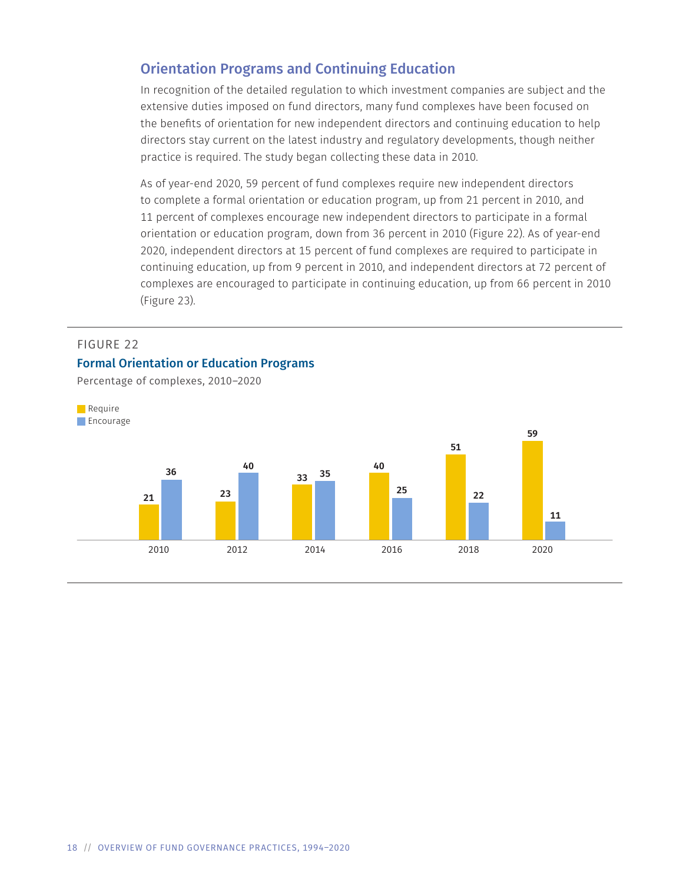## Orientation Programs and Continuing Education

In recognition of the detailed regulation to which investment companies are subject and the extensive duties imposed on fund directors, many fund complexes have been focused on the benefits of orientation for new independent directors and continuing education to help directors stay current on the latest industry and regulatory developments, though neither practice is required. The study began collecting these data in 2010.

As of year-end 2020, 59 percent of fund complexes require new independent directors to complete a formal orientation or education program, up from 21 percent in 2010, and 11 percent of complexes encourage new independent directors to participate in a formal orientation or education program, down from 36 percent in 2010 (Figure 22). As of year-end 2020, independent directors at 15 percent of fund complexes are required to participate in continuing education, up from 9 percent in 2010, and independent directors at 72 percent of complexes are encouraged to participate in continuing education, up from 66 percent in 2010 (Figure 23).

FIGURE 22

**Formal Orientation or Education Programs**

Percentage of complexes, 2010–2020

| | Require | Encourage |
|---|---|---|
| 2010 | 21 | 36 |
| 2012 | 23 | 40 |
| 2014 | 33 | 35 |
| 2016 | 40 | 25 |
| 2018 | 51 | 22 |
| 2020 | 59 | 11 |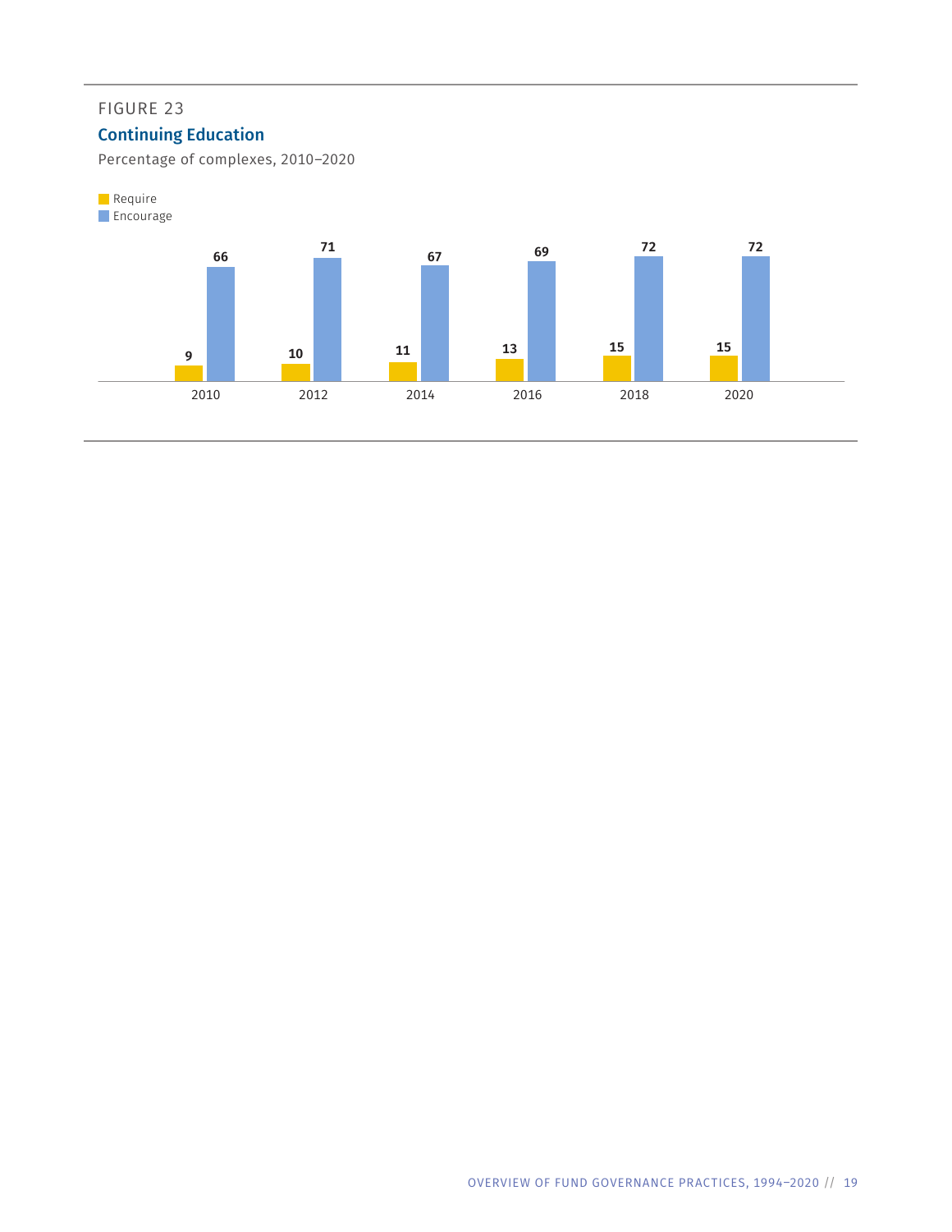FIGURE 23

### Continuing Education

Percentage of complexes, 2010–2020

| Year | Require | Encourage |
| --- | --- | --- |
| 2010 | 9 | 66 |
| 2012 | 10 | 71 |
| 2014 | 11 | 67 |
| 2016 | 13 | 69 |
| 2018 | 15 | 72 |
| 2020 | 15 | 72 |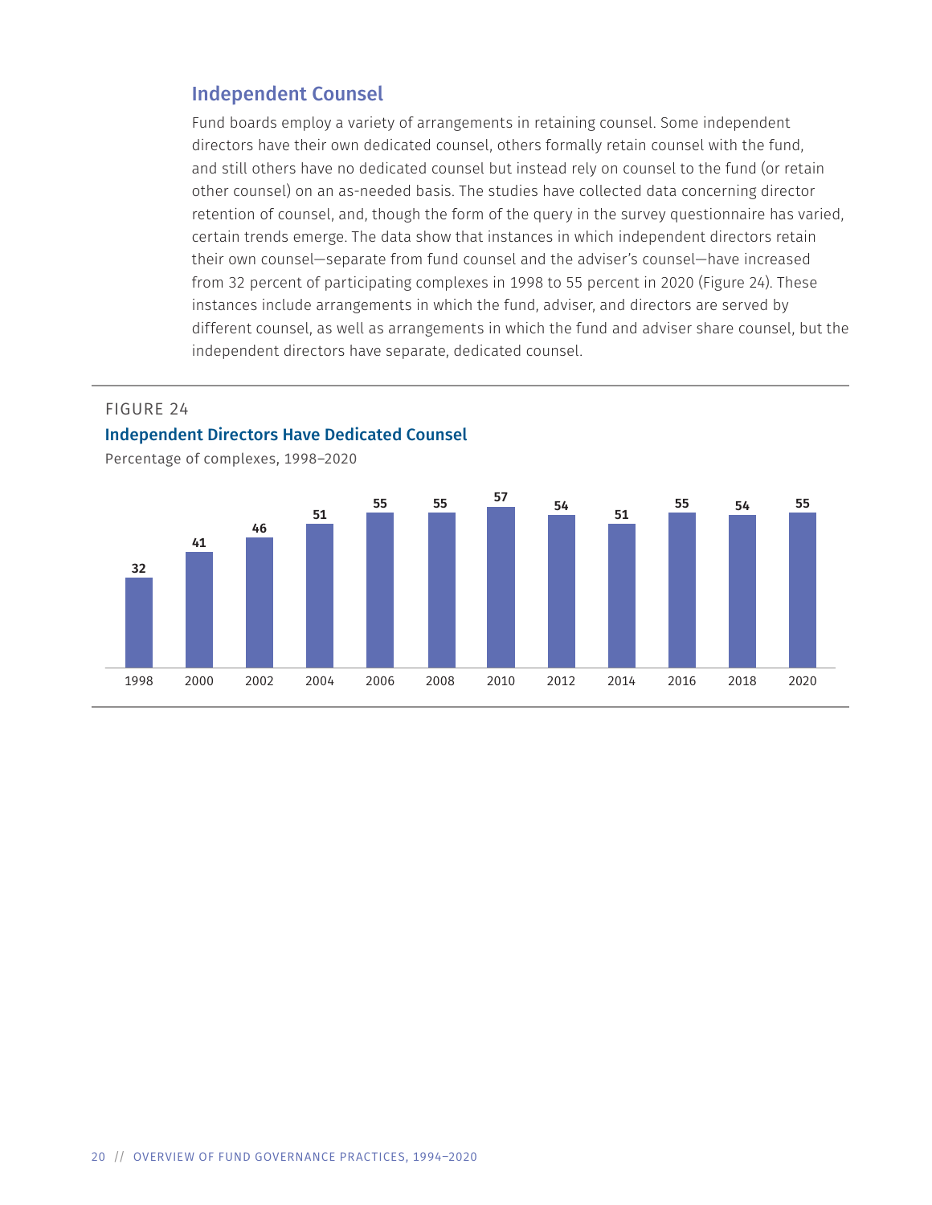## Independent Counsel

Fund boards employ a variety of arrangements in retaining counsel. Some independent directors have their own dedicated counsel, others formally retain counsel with the fund, and still others have no dedicated counsel but instead rely on counsel to the fund (or retain other counsel) on an as-needed basis. The studies have collected data concerning director retention of counsel, and, though the form of the query in the survey questionnaire has varied, certain trends emerge. The data show that instances in which independent directors retain their own counsel—separate from fund counsel and the adviser's counsel—have increased from 32 percent of participating complexes in 1998 to 55 percent in 2020 (Figure 24). These instances include arrangements in which the fund, adviser, and directors are served by different counsel, as well as arrangements in which the fund and adviser share counsel, but the independent directors have separate, dedicated counsel.

FIGURE 24

**Independent Directors Have Dedicated Counsel**

Percentage of complexes, 1998–2020

| 1998 | 2000 | 2002 | 2004 | 2006 | 2008 | 2010 | 2012 | 2014 | 2016 | 2018 | 2020 |
|---|---|---|---|---|---|---|---|---|---|---|---|
| 32 | 41 | 46 | 51 | 55 | 55 | 57 | 54 | 51 | 55 | 54 | 55 |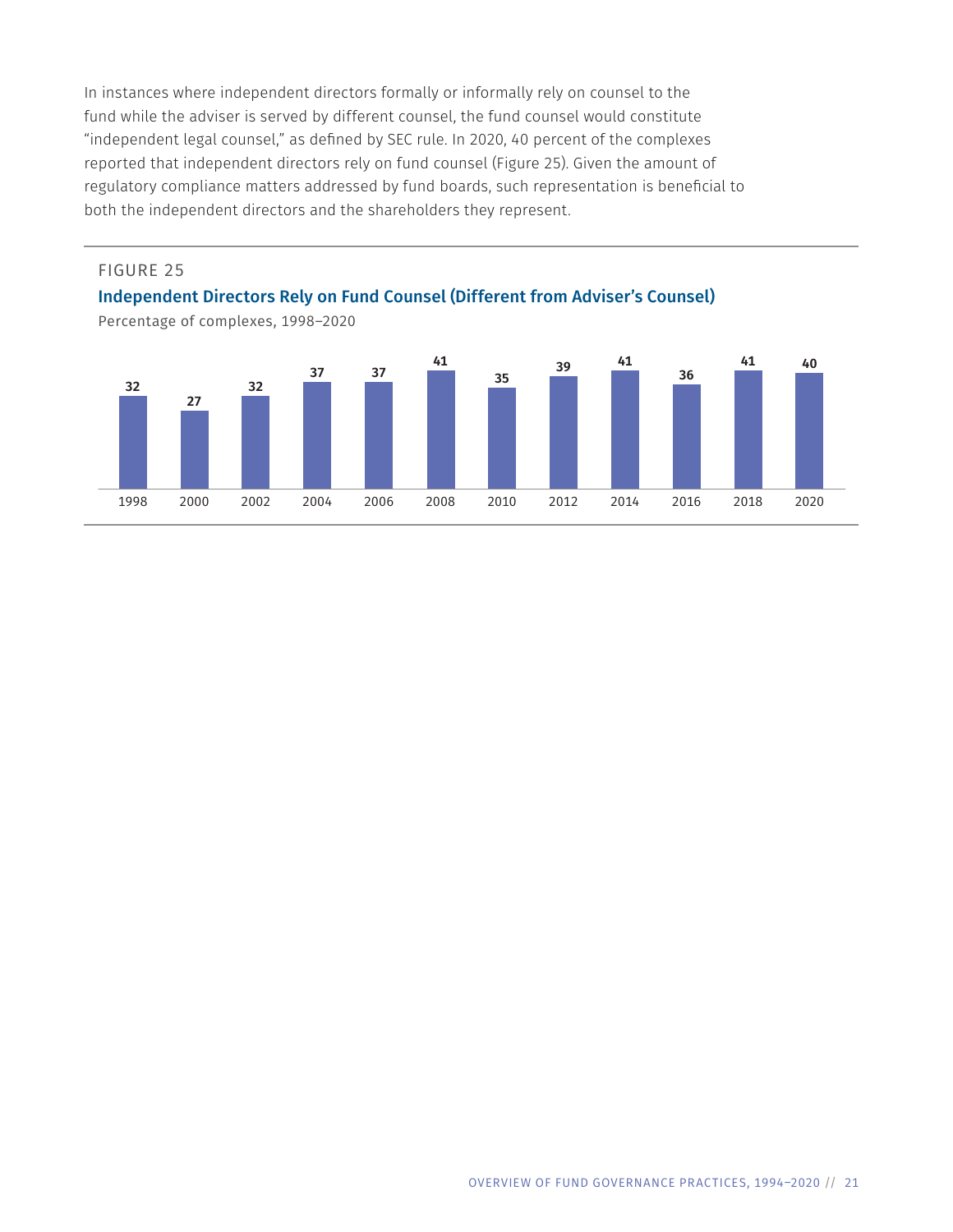In instances where independent directors formally or informally rely on counsel to the fund while the adviser is served by different counsel, the fund counsel would constitute "independent legal counsel," as defined by SEC rule. In 2020, 40 percent of the complexes reported that independent directors rely on fund counsel (Figure 25). Given the amount of regulatory compliance matters addressed by fund boards, such representation is beneficial to both the independent directors and the shareholders they represent.

FIGURE 25

**Independent Directors Rely on Fund Counsel (Different from Adviser's Counsel)**

Percentage of complexes, 1998–2020

| 1998 | 2000 | 2002 | 2004 | 2006 | 2008 | 2010 | 2012 | 2014 | 2016 | 2018 | 2020 |
|---|---|---|---|---|---|---|---|---|---|---|---|
| 32 | 27 | 32 | 37 | 37 | 41 | 35 | 39 | 41 | 36 | 41 | 40 |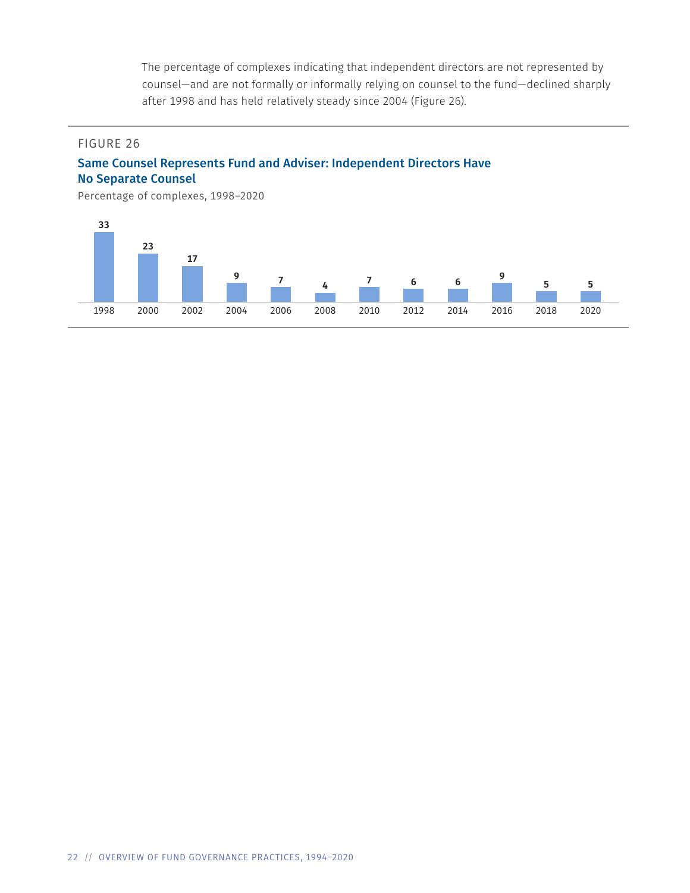The percentage of complexes indicating that independent directors are not represented by counsel—and are not formally or informally relying on counsel to the fund—declined sharply after 1998 and has held relatively steady since 2004 (Figure 26).

FIGURE 26

**Same Counsel Represents Fund and Adviser: Independent Directors Have No Separate Counsel**

Percentage of complexes, 1998–2020

| 1998 | 2000 | 2002 | 2004 | 2006 | 2008 | 2010 | 2012 | 2014 | 2016 | 2018 | 2020 |
|---|---|---|---|---|---|---|---|---|---|---|---|
| 33 | 23 | 17 | 9 | 7 | 4 | 7 | 6 | 6 | 9 | 5 | 5 |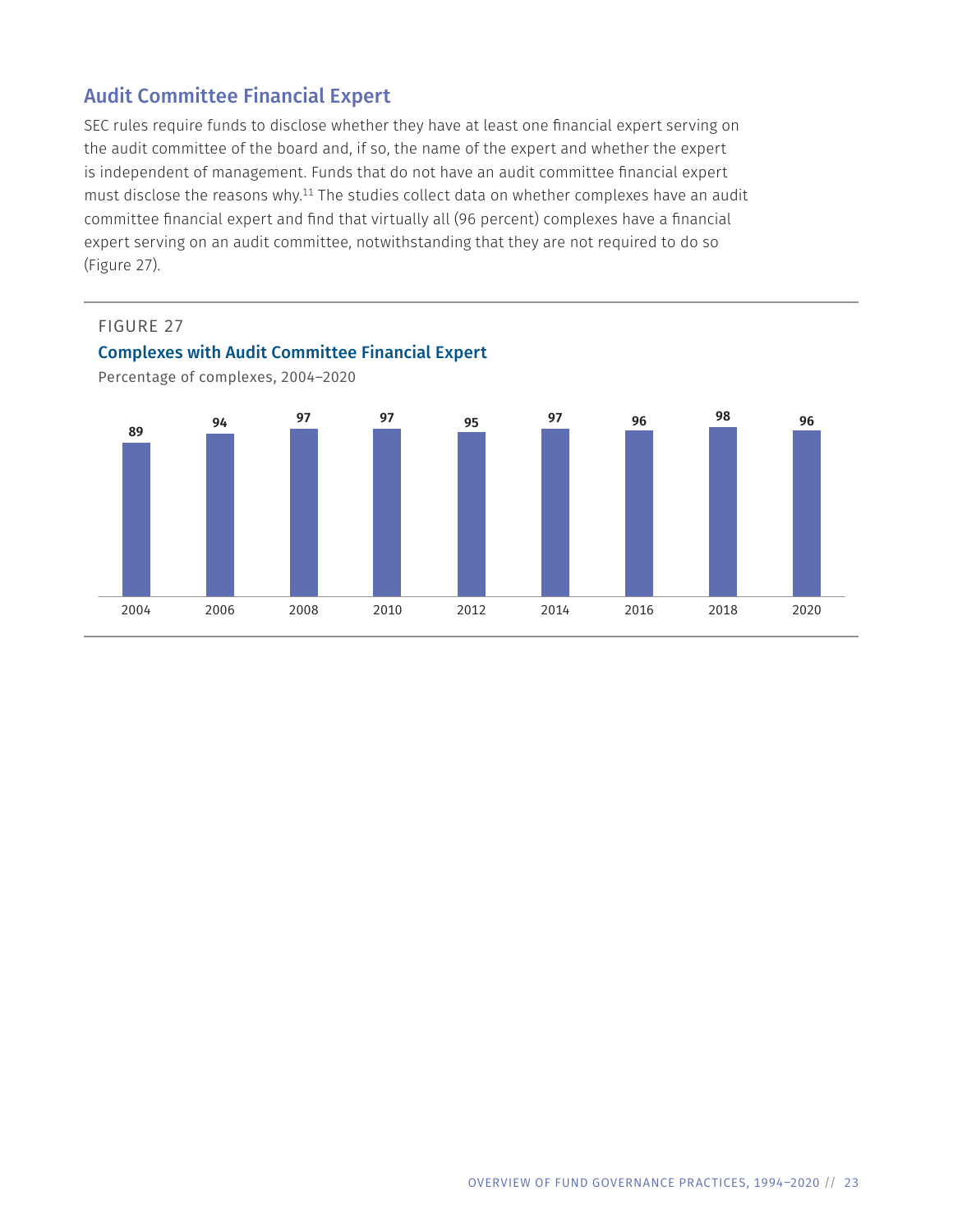## Audit Committee Financial Expert

SEC rules require funds to disclose whether they have at least one financial expert serving on the audit committee of the board and, if so, the name of the expert and whether the expert is independent of management. Funds that do not have an audit committee financial expert must disclose the reasons why.[11] The studies collect data on whether complexes have an audit committee financial expert and find that virtually all (96 percent) complexes have a financial expert serving on an audit committee, notwithstanding that they are not required to do so (Figure 27).

FIGURE 27

**Complexes with Audit Committee Financial Expert**

Percentage of complexes, 2004–2020

| Year | Percentage |
|---|---|
| 2004 | 89 |
| 2006 | 94 |
| 2008 | 97 |
| 2010 | 97 |
| 2012 | 95 |
| 2014 | 97 |
| 2016 | 96 |
| 2018 | 98 |
| 2020 | 96 |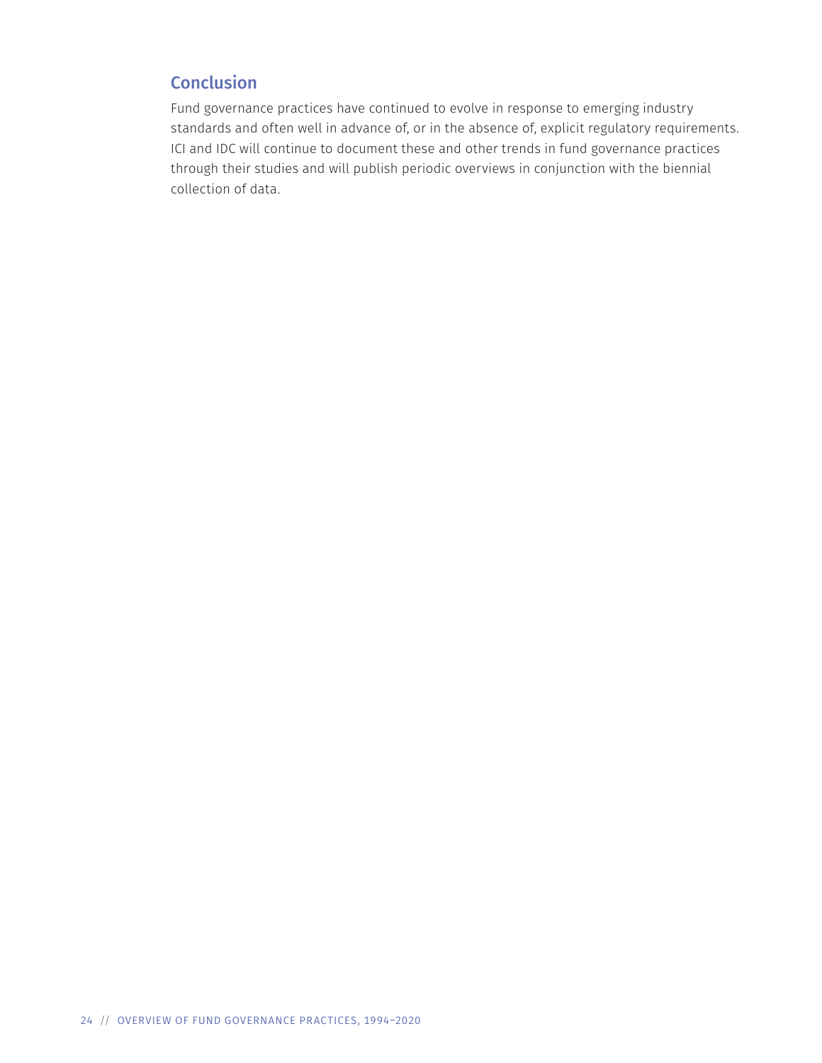## Conclusion

Fund governance practices have continued to evolve in response to emerging industry standards and often well in advance of, or in the absence of, explicit regulatory requirements. ICI and IDC will continue to document these and other trends in fund governance practices through their studies and will publish periodic overviews in conjunction with the biennial collection of data.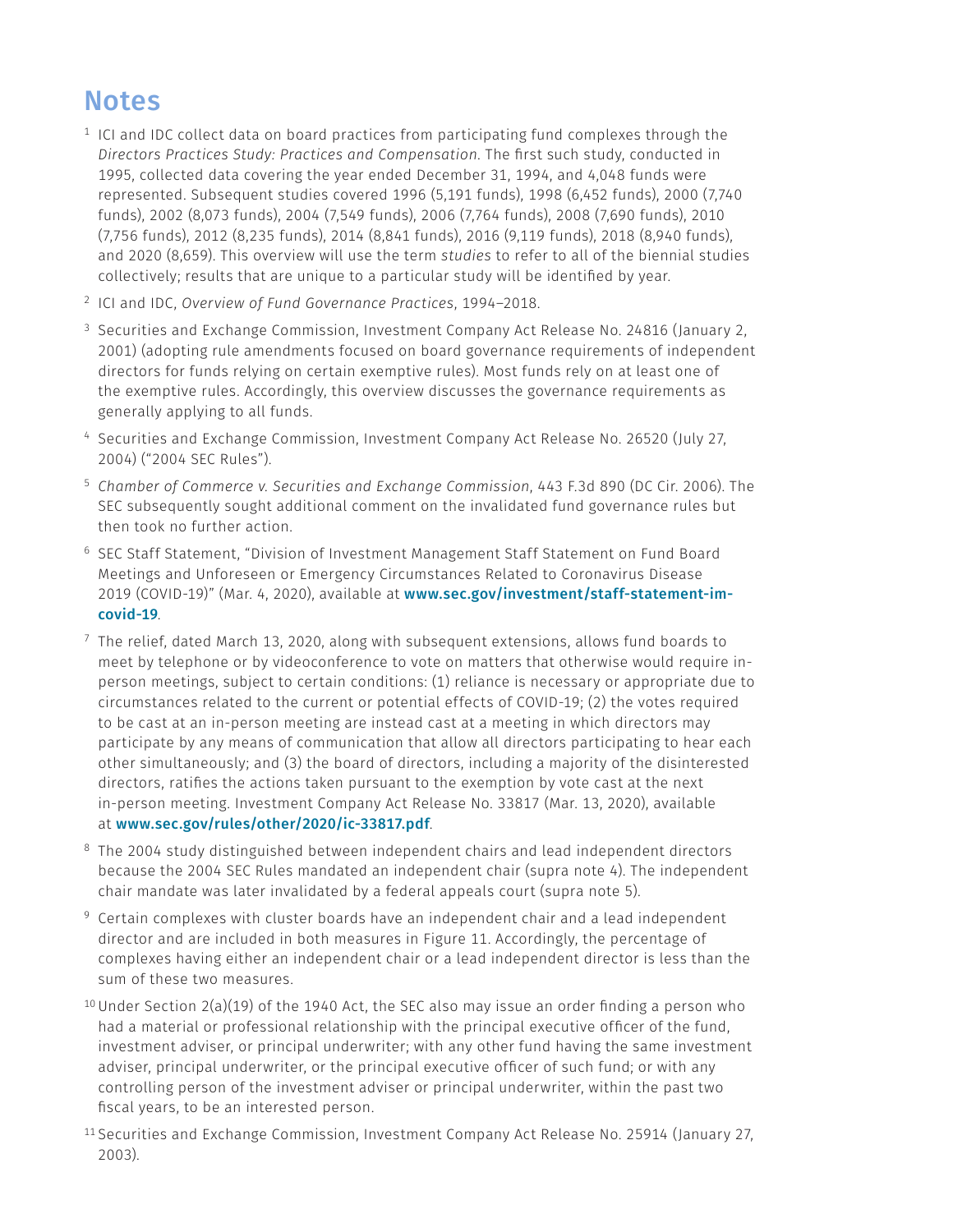## Notes

[1] ICI and IDC collect data on board practices from participating fund complexes through the *Directors Practices Study: Practices and Compensation*. The first such study, conducted in 1995, collected data covering the year ended December 31, 1994, and 4,048 funds were represented. Subsequent studies covered 1996 (5,191 funds), 1998 (6,452 funds), 2000 (7,740 funds), 2002 (8,073 funds), 2004 (7,549 funds), 2006 (7,764 funds), 2008 (7,690 funds), 2010 (7,756 funds), 2012 (8,235 funds), 2014 (8,841 funds), 2016 (9,119 funds), 2018 (8,940 funds), and 2020 (8,659). This overview will use the term *studies* to refer to all of the biennial studies collectively; results that are unique to a particular study will be identified by year.

[2] ICI and IDC, *Overview of Fund Governance Practices*, 1994–2018.

[3] Securities and Exchange Commission, Investment Company Act Release No. 24816 (January 2, 2001) (adopting rule amendments focused on board governance requirements of independent directors for funds relying on certain exemptive rules). Most funds rely on at least one of the exemptive rules. Accordingly, this overview discusses the governance requirements as generally applying to all funds.

[4] Securities and Exchange Commission, Investment Company Act Release No. 26520 (July 27, 2004) ("2004 SEC Rules").

[5] *Chamber of Commerce v. Securities and Exchange Commission*, 443 F.3d 890 (DC Cir. 2006). The SEC subsequently sought additional comment on the invalidated fund governance rules but then took no further action.

[6] SEC Staff Statement, "Division of Investment Management Staff Statement on Fund Board Meetings and Unforeseen or Emergency Circumstances Related to Coronavirus Disease 2019 (COVID-19)" (Mar. 4, 2020), available at **www.sec.gov/investment/staff-statement-im-covid-19**.

[7] The relief, dated March 13, 2020, along with subsequent extensions, allows fund boards to meet by telephone or by videoconference to vote on matters that otherwise would require in-person meetings, subject to certain conditions: (1) reliance is necessary or appropriate due to circumstances related to the current or potential effects of COVID-19; (2) the votes required to be cast at an in-person meeting are instead cast at a meeting in which directors may participate by any means of communication that allow all directors participating to hear each other simultaneously; and (3) the board of directors, including a majority of the disinterested directors, ratifies the actions taken pursuant to the exemption by vote cast at the next in-person meeting. Investment Company Act Release No. 33817 (Mar. 13, 2020), available at **www.sec.gov/rules/other/2020/ic-33817.pdf**.

[8] The 2004 study distinguished between independent chairs and lead independent directors because the 2004 SEC Rules mandated an independent chair (supra note 4). The independent chair mandate was later invalidated by a federal appeals court (supra note 5).

[9] Certain complexes with cluster boards have an independent chair and a lead independent director and are included in both measures in Figure 11. Accordingly, the percentage of complexes having either an independent chair or a lead independent director is less than the sum of these two measures.

[10] Under Section 2(a)(19) of the 1940 Act, the SEC also may issue an order finding a person who had a material or professional relationship with the principal executive officer of the fund, investment adviser, or principal underwriter; with any other fund having the same investment adviser, principal underwriter, or the principal executive officer of such fund; or with any controlling person of the investment adviser or principal underwriter, within the past two fiscal years, to be an interested person.

[11] Securities and Exchange Commission, Investment Company Act Release No. 25914 (January 27, 2003).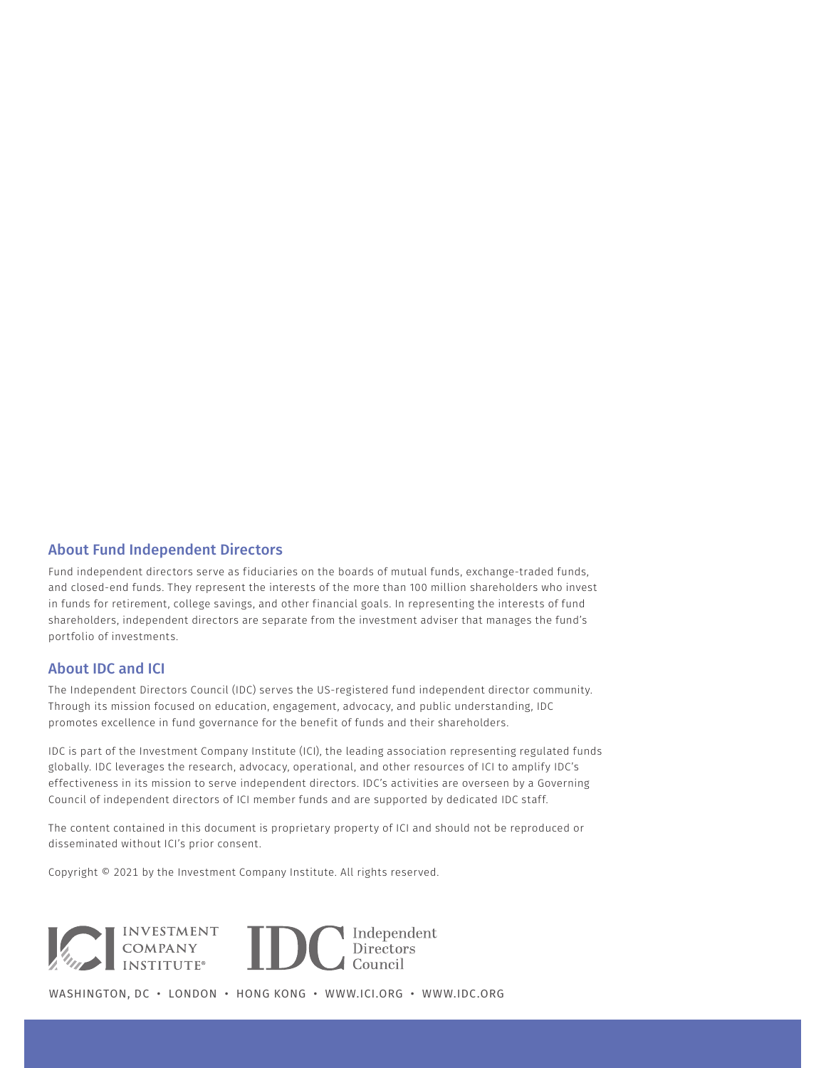## About Fund Independent Directors

Fund independent directors serve as fiduciaries on the boards of mutual funds, exchange-traded funds, and closed-end funds. They represent the interests of the more than 100 million shareholders who invest in funds for retirement, college savings, and other financial goals. In representing the interests of fund shareholders, independent directors are separate from the investment adviser that manages the fund's portfolio of investments.

## About IDC and ICI

The Independent Directors Council (IDC) serves the US-registered fund independent director community. Through its mission focused on education, engagement, advocacy, and public understanding, IDC promotes excellence in fund governance for the benefit of funds and their shareholders.

IDC is part of the Investment Company Institute (ICI), the leading association representing regulated funds globally. IDC leverages the research, advocacy, operational, and other resources of ICI to amplify IDC's effectiveness in its mission to serve independent directors. IDC's activities are overseen by a Governing Council of independent directors of ICI member funds and are supported by dedicated IDC staff.

The content contained in this document is proprietary property of ICI and should not be reproduced or disseminated without ICI's prior consent.

Copyright © 2021 by the Investment Company Institute. All rights reserved.

INVESTMENT COMPANY INSTITUTE®

IDC Independent Directors Council

WASHINGTON, DC • LONDON • HONG KONG • WWW.ICI.ORG • WWW.IDC.ORG